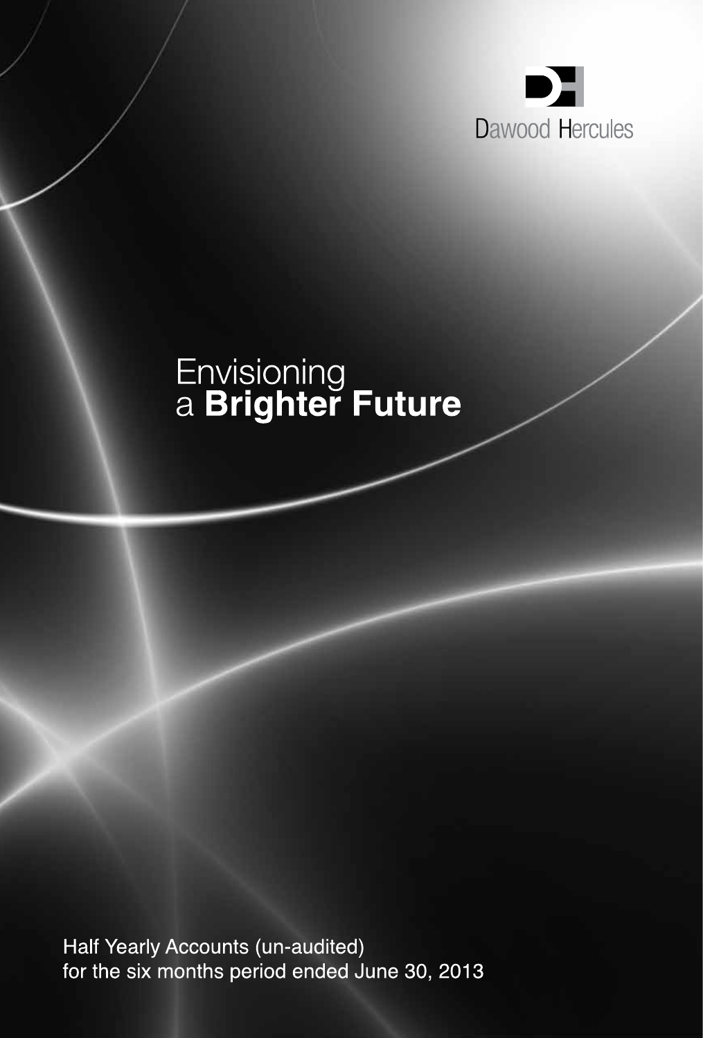Dawood Hercules

# Envisioning a **Brighter Future**

Half Yearly Accounts (un-audited)
for the six months period ended June 30, 2013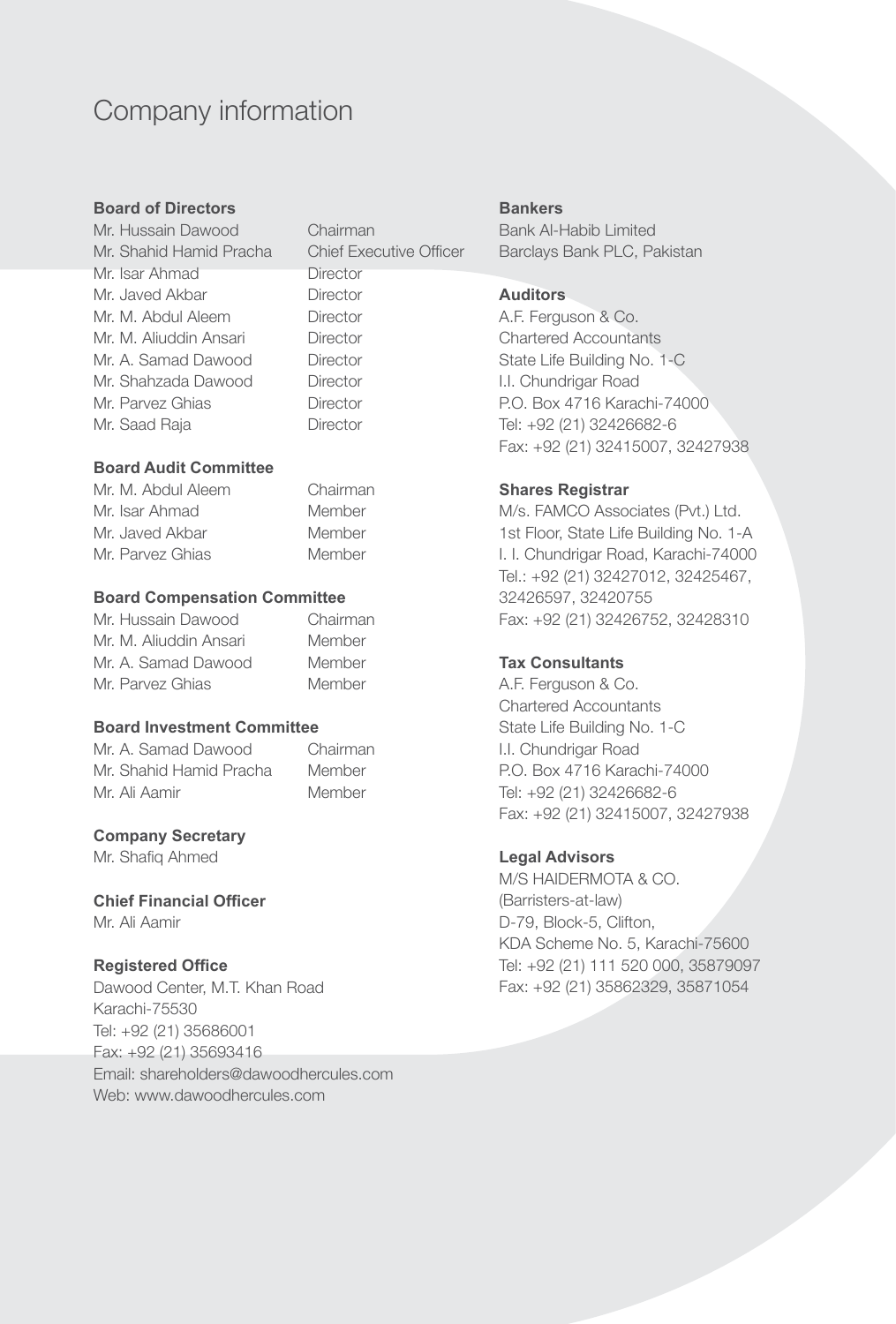# Company information

### Board of Directors

| | |
|---|---|
| Mr. Hussain Dawood | Chairman |
| Mr. Shahid Hamid Pracha | Chief Executive Officer |
| Mr. Isar Ahmad | Director |
| Mr. Javed Akbar | Director |
| Mr. M. Abdul Aleem | Director |
| Mr. M. Aliuddin Ansari | Director |
| Mr. A. Samad Dawood | Director |
| Mr. Shahzada Dawood | Director |
| Mr. Parvez Ghias | Director |
| Mr. Saad Raja | Director |

### Board Audit Committee

| | |
|---|---|
| Mr. M. Abdul Aleem | Chairman |
| Mr. Isar Ahmad | Member |
| Mr. Javed Akbar | Member |
| Mr. Parvez Ghias | Member |

### Board Compensation Committee

| | |
|---|---|
| Mr. Hussain Dawood | Chairman |
| Mr. M. Aliuddin Ansari | Member |
| Mr. A. Samad Dawood | Member |
| Mr. Parvez Ghias | Member |

### Board Investment Committee

| | |
|---|---|
| Mr. A. Samad Dawood | Chairman |
| Mr. Shahid Hamid Pracha | Member |
| Mr. Ali Aamir | Member |

### Company Secretary

Mr. Shafiq Ahmed

### Chief Financial Officer

Mr. Ali Aamir

### Registered Office

Dawood Center, M.T. Khan Road
Karachi-75530
Tel: +92 (21) 35686001
Fax: +92 (21) 35693416
Email: shareholders@dawoodhercules.com
Web: www.dawoodhercules.com

### Bankers

Bank Al-Habib Limited
Barclays Bank PLC, Pakistan

### Auditors

A.F. Ferguson & Co.
Chartered Accountants
State Life Building No. 1-C
I.I. Chundrigar Road
P.O. Box 4716 Karachi-74000
Tel: +92 (21) 32426682-6
Fax: +92 (21) 32415007, 32427938

### Shares Registrar

M/s. FAMCO Associates (Pvt.) Ltd.
1st Floor, State Life Building No. 1-A
I. I. Chundrigar Road, Karachi-74000
Tel.: +92 (21) 32427012, 32425467,
32426597, 32420755
Fax: +92 (21) 32426752, 32428310

### Tax Consultants

A.F. Ferguson & Co.
Chartered Accountants
State Life Building No. 1-C
I.I. Chundrigar Road
P.O. Box 4716 Karachi-74000
Tel: +92 (21) 32426682-6
Fax: +92 (21) 32415007, 32427938

### Legal Advisors

M/S HAIDERMOTA & CO.
(Barristers-at-law)
D-79, Block-5, Clifton,
KDA Scheme No. 5, Karachi-75600
Tel: +92 (21) 111 520 000, 35879097
Fax: +92 (21) 35862329, 35871054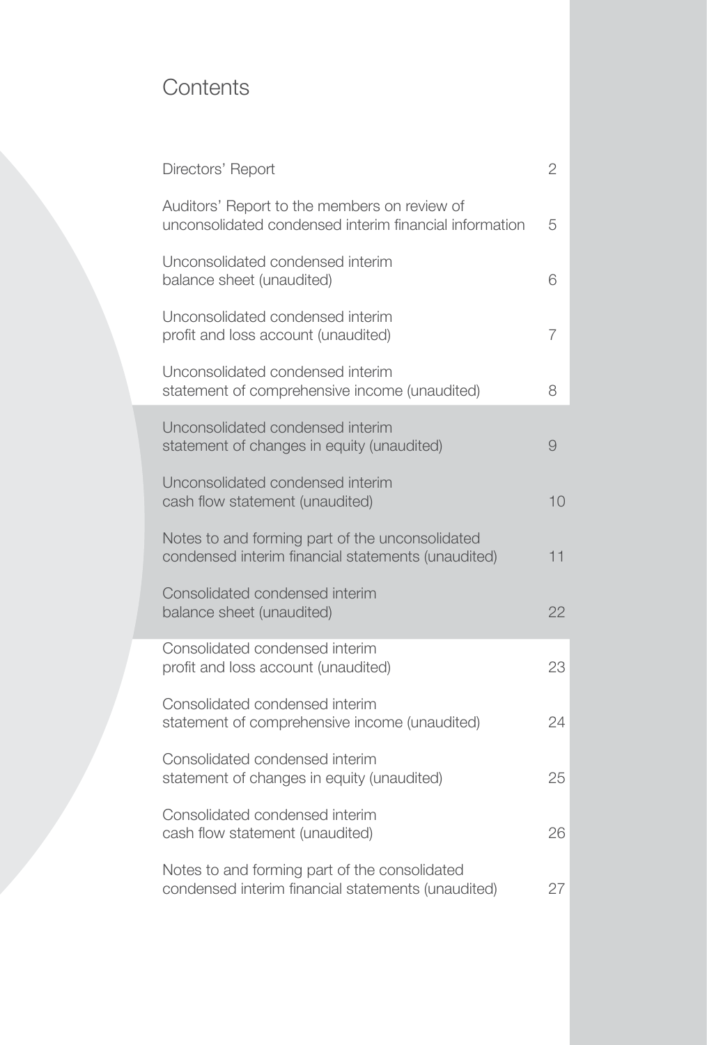# Contents

| | |
|---|---|
| Directors' Report | 2 |
| Auditors' Report to the members on review of unconsolidated condensed interim financial information | 5 |
| Unconsolidated condensed interim balance sheet (unaudited) | 6 |
| Unconsolidated condensed interim profit and loss account (unaudited) | 7 |
| Unconsolidated condensed interim statement of comprehensive income (unaudited) | 8 |
| Unconsolidated condensed interim statement of changes in equity (unaudited) | 9 |
| Unconsolidated condensed interim cash flow statement (unaudited) | 10 |
| Notes to and forming part of the unconsolidated condensed interim financial statements (unaudited) | 11 |
| Consolidated condensed interim balance sheet (unaudited) | 22 |
| Consolidated condensed interim profit and loss account (unaudited) | 23 |
| Consolidated condensed interim statement of comprehensive income (unaudited) | 24 |
| Consolidated condensed interim statement of changes in equity (unaudited) | 25 |
| Consolidated condensed interim cash flow statement (unaudited) | 26 |
| Notes to and forming part of the consolidated condensed interim financial statements (unaudited) | 27 |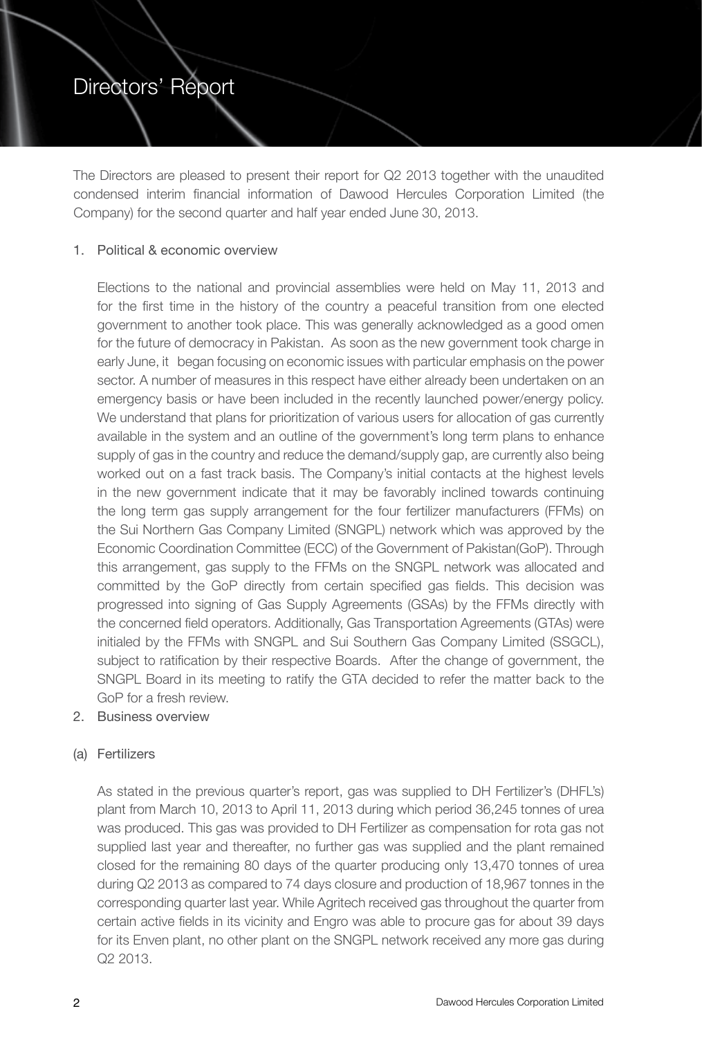# Directors' Report

The Directors are pleased to present their report for Q2 2013 together with the unaudited condensed interim financial information of Dawood Hercules Corporation Limited (the Company) for the second quarter and half year ended June 30, 2013.

1. Political & economic overview

   Elections to the national and provincial assemblies were held on May 11, 2013 and for the first time in the history of the country a peaceful transition from one elected government to another took place. This was generally acknowledged as a good omen for the future of democracy in Pakistan. As soon as the new government took charge in early June, it began focusing on economic issues with particular emphasis on the power sector. A number of measures in this respect have either already been undertaken on an emergency basis or have been included in the recently launched power/energy policy. We understand that plans for prioritization of various users for allocation of gas currently available in the system and an outline of the government's long term plans to enhance supply of gas in the country and reduce the demand/supply gap, are currently also being worked out on a fast track basis. The Company's initial contacts at the highest levels in the new government indicate that it may be favorably inclined towards continuing the long term gas supply arrangement for the four fertilizer manufacturers (FFMs) on the Sui Northern Gas Company Limited (SNGPL) network which was approved by the Economic Coordination Committee (ECC) of the Government of Pakistan(GoP). Through this arrangement, gas supply to the FFMs on the SNGPL network was allocated and committed by the GoP directly from certain specified gas fields. This decision was progressed into signing of Gas Supply Agreements (GSAs) by the FFMs directly with the concerned field operators. Additionally, Gas Transportation Agreements (GTAs) were initialed by the FFMs with SNGPL and Sui Southern Gas Company Limited (SSGCL), subject to ratification by their respective Boards. After the change of government, the SNGPL Board in its meeting to ratify the GTA decided to refer the matter back to the GoP for a fresh review.

2. Business overview

(a) Fertilizers

   As stated in the previous quarter's report, gas was supplied to DH Fertilizer's (DHFL's) plant from March 10, 2013 to April 11, 2013 during which period 36,245 tonnes of urea was produced. This gas was provided to DH Fertilizer as compensation for rota gas not supplied last year and thereafter, no further gas was supplied and the plant remained closed for the remaining 80 days of the quarter producing only 13,470 tonnes of urea during Q2 2013 as compared to 74 days closure and production of 18,967 tonnes in the corresponding quarter last year. While Agritech received gas throughout the quarter from certain active fields in its vicinity and Engro was able to procure gas for about 39 days for its Enven plant, no other plant on the SNGPL network received any more gas during Q2 2013.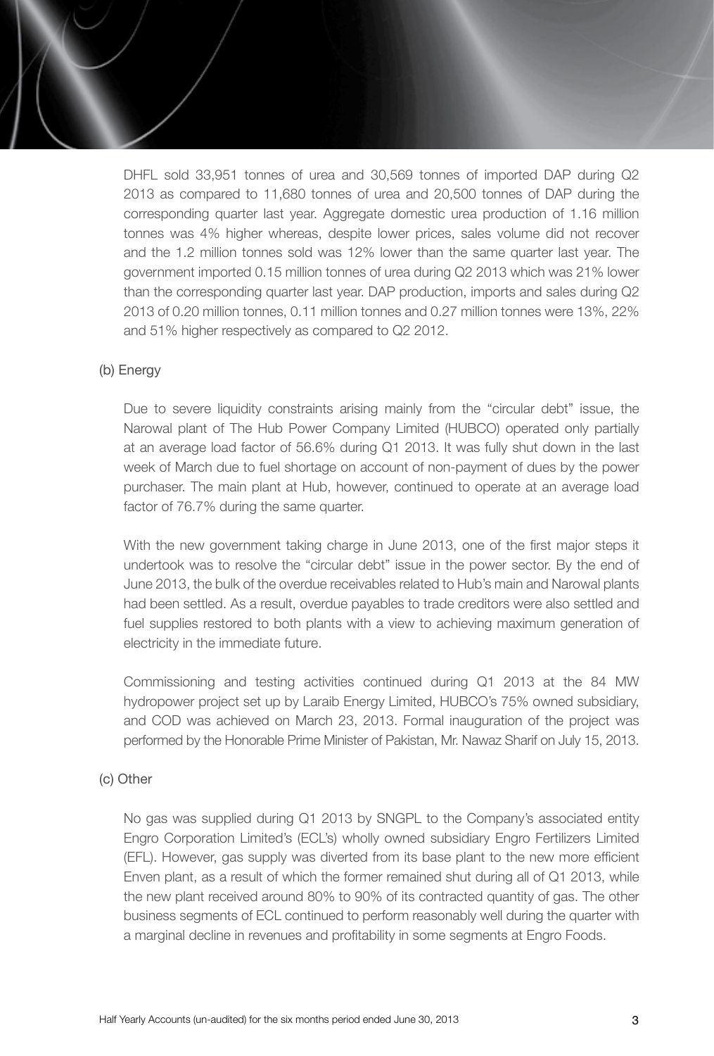DHFL sold 33,951 tonnes of urea and 30,569 tonnes of imported DAP during Q2 2013 as compared to 11,680 tonnes of urea and 20,500 tonnes of DAP during the corresponding quarter last year. Aggregate domestic urea production of 1.16 million tonnes was 4% higher whereas, despite lower prices, sales volume did not recover and the 1.2 million tonnes sold was 12% lower than the same quarter last year. The government imported 0.15 million tonnes of urea during Q2 2013 which was 21% lower than the corresponding quarter last year. DAP production, imports and sales during Q2 2013 of 0.20 million tonnes, 0.11 million tonnes and 0.27 million tonnes were 13%, 22% and 51% higher respectively as compared to Q2 2012.

(b) Energy

Due to severe liquidity constraints arising mainly from the "circular debt" issue, the Narowal plant of The Hub Power Company Limited (HUBCO) operated only partially at an average load factor of 56.6% during Q1 2013. It was fully shut down in the last week of March due to fuel shortage on account of non-payment of dues by the power purchaser. The main plant at Hub, however, continued to operate at an average load factor of 76.7% during the same quarter.

With the new government taking charge in June 2013, one of the first major steps it undertook was to resolve the "circular debt" issue in the power sector. By the end of June 2013, the bulk of the overdue receivables related to Hub's main and Narowal plants had been settled. As a result, overdue payables to trade creditors were also settled and fuel supplies restored to both plants with a view to achieving maximum generation of electricity in the immediate future.

Commissioning and testing activities continued during Q1 2013 at the 84 MW hydropower project set up by Laraib Energy Limited, HUBCO's 75% owned subsidiary, and COD was achieved on March 23, 2013. Formal inauguration of the project was performed by the Honorable Prime Minister of Pakistan, Mr. Nawaz Sharif on July 15, 2013.

(c) Other

No gas was supplied during Q1 2013 by SNGPL to the Company's associated entity Engro Corporation Limited's (ECL's) wholly owned subsidiary Engro Fertilizers Limited (EFL). However, gas supply was diverted from its base plant to the new more efficient Enven plant, as a result of which the former remained shut during all of Q1 2013, while the new plant received around 80% to 90% of its contracted quantity of gas. The other business segments of ECL continued to perform reasonably well during the quarter with a marginal decline in revenues and profitability in some segments at Engro Foods.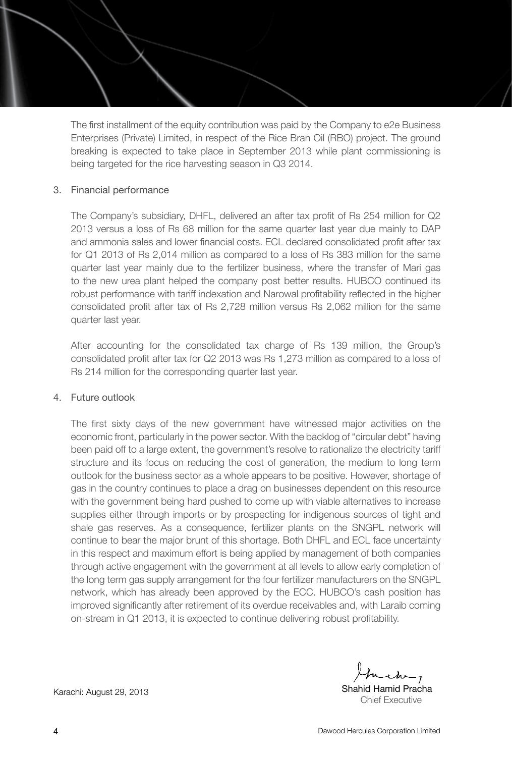The first installment of the equity contribution was paid by the Company to e2e Business Enterprises (Private) Limited, in respect of the Rice Bran Oil (RBO) project. The ground breaking is expected to take place in September 2013 while plant commissioning is being targeted for the rice harvesting season in Q3 2014.

## 3. Financial performance

The Company's subsidiary, DHFL, delivered an after tax profit of Rs 254 million for Q2 2013 versus a loss of Rs 68 million for the same quarter last year due mainly to DAP and ammonia sales and lower financial costs. ECL declared consolidated profit after tax for Q1 2013 of Rs 2,014 million as compared to a loss of Rs 383 million for the same quarter last year mainly due to the fertilizer business, where the transfer of Mari gas to the new urea plant helped the company post better results. HUBCO continued its robust performance with tariff indexation and Narowal profitability reflected in the higher consolidated profit after tax of Rs 2,728 million versus Rs 2,062 million for the same quarter last year.

After accounting for the consolidated tax charge of Rs 139 million, the Group's consolidated profit after tax for Q2 2013 was Rs 1,273 million as compared to a loss of Rs 214 million for the corresponding quarter last year.

## 4. Future outlook

The first sixty days of the new government have witnessed major activities on the economic front, particularly in the power sector. With the backlog of "circular debt" having been paid off to a large extent, the government's resolve to rationalize the electricity tariff structure and its focus on reducing the cost of generation, the medium to long term outlook for the business sector as a whole appears to be positive. However, shortage of gas in the country continues to place a drag on businesses dependent on this resource with the government being hard pushed to come up with viable alternatives to increase supplies either through imports or by prospecting for indigenous sources of tight and shale gas reserves. As a consequence, fertilizer plants on the SNGPL network will continue to bear the major brunt of this shortage. Both DHFL and ECL face uncertainty in this respect and maximum effort is being applied by management of both companies through active engagement with the government at all levels to allow early completion of the long term gas supply arrangement for the four fertilizer manufacturers on the SNGPL network, which has already been approved by the ECC. HUBCO's cash position has improved significantly after retirement of its overdue receivables and, with Laraib coming on-stream in Q1 2013, it is expected to continue delivering robust profitability.

Karachi: August 29, 2013

Shahid Hamid Pracha
Chief Executive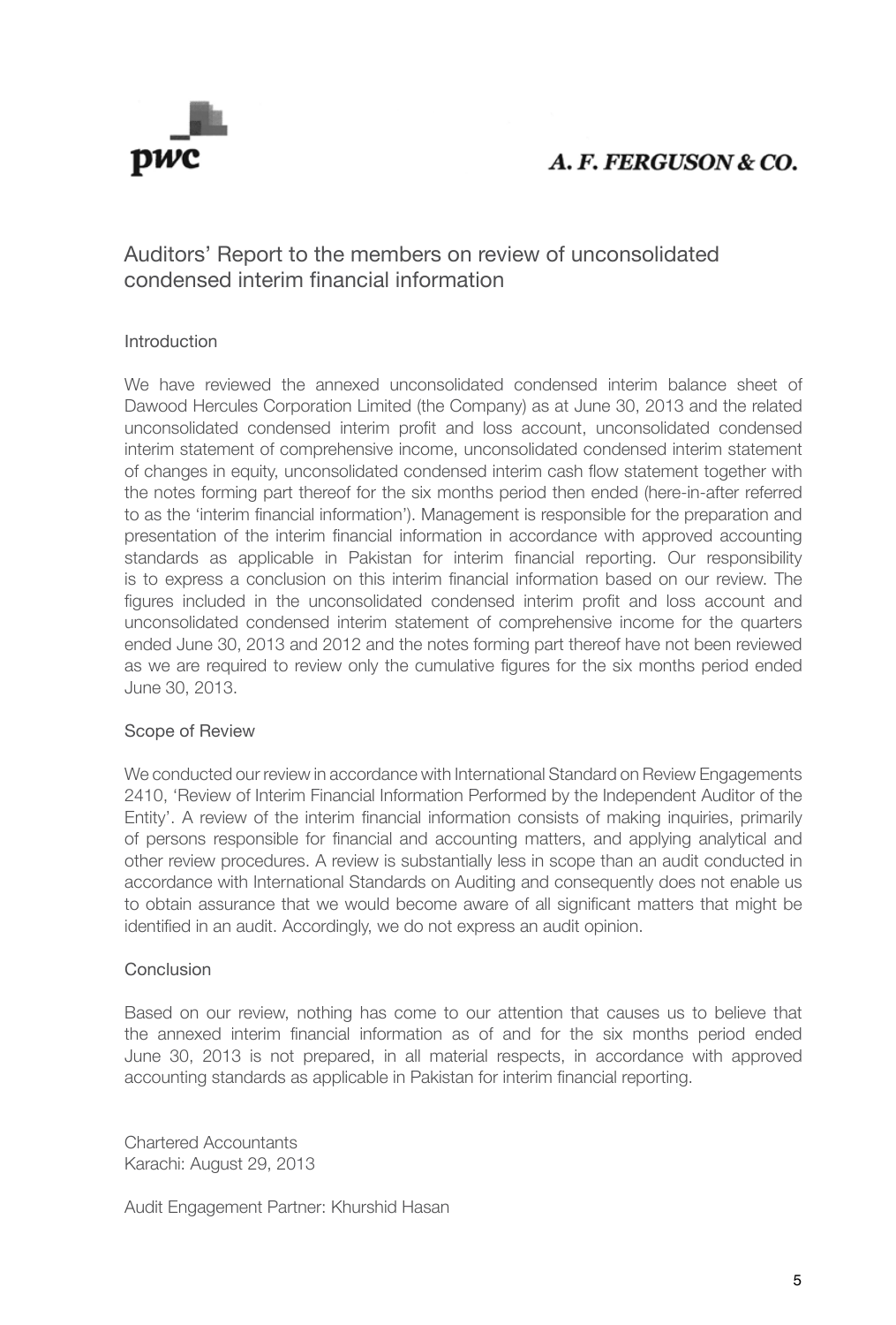pwc

A. F. FERGUSON & CO.

# Auditors' Report to the members on review of unconsolidated condensed interim financial information

## Introduction

We have reviewed the annexed unconsolidated condensed interim balance sheet of Dawood Hercules Corporation Limited (the Company) as at June 30, 2013 and the related unconsolidated condensed interim profit and loss account, unconsolidated condensed interim statement of comprehensive income, unconsolidated condensed interim statement of changes in equity, unconsolidated condensed interim cash flow statement together with the notes forming part thereof for the six months period then ended (here-in-after referred to as the 'interim financial information'). Management is responsible for the preparation and presentation of the interim financial information in accordance with approved accounting standards as applicable in Pakistan for interim financial reporting. Our responsibility is to express a conclusion on this interim financial information based on our review. The figures included in the unconsolidated condensed interim profit and loss account and unconsolidated condensed interim statement of comprehensive income for the quarters ended June 30, 2013 and 2012 and the notes forming part thereof have not been reviewed as we are required to review only the cumulative figures for the six months period ended June 30, 2013.

## Scope of Review

We conducted our review in accordance with International Standard on Review Engagements 2410, 'Review of Interim Financial Information Performed by the Independent Auditor of the Entity'. A review of the interim financial information consists of making inquiries, primarily of persons responsible for financial and accounting matters, and applying analytical and other review procedures. A review is substantially less in scope than an audit conducted in accordance with International Standards on Auditing and consequently does not enable us to obtain assurance that we would become aware of all significant matters that might be identified in an audit. Accordingly, we do not express an audit opinion.

## Conclusion

Based on our review, nothing has come to our attention that causes us to believe that the annexed interim financial information as of and for the six months period ended June 30, 2013 is not prepared, in all material respects, in accordance with approved accounting standards as applicable in Pakistan for interim financial reporting.

Chartered Accountants
Karachi: August 29, 2013

Audit Engagement Partner: Khurshid Hasan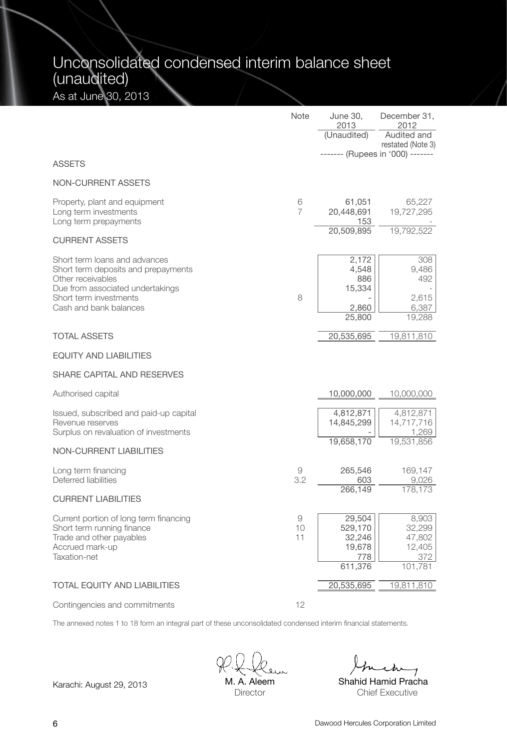# Unconsolidated condensed interim balance sheet (unaudited)

As at June 30, 2013

| | Note | June 30, 2013 (Unaudited) | December 31, 2012 Audited and restated (Note 3) |
|---|---|---|---|
| | | ------- (Rupees in '000) ------- | |
| **ASSETS** | | | |
| **NON-CURRENT ASSETS** | | | |
| Property, plant and equipment | 6 | 61,051 | 65,227 |
| Long term investments | 7 | 20,448,691 | 19,727,295 |
| Long term prepayments | | 153 | - |
| | | 20,509,895 | 19,792,522 |
| **CURRENT ASSETS** | | | |
| Short term loans and advances | | 2,172 | 308 |
| Short term deposits and prepayments | | 4,548 | 9,486 |
| Other receivables | | 886 | 492 |
| Due from associated undertakings | | 15,334 | - |
| Short term investments | 8 | - | 2,615 |
| Cash and bank balances | | 2,860 | 6,387 |
| | | 25,800 | 19,288 |
| **TOTAL ASSETS** | | 20,535,695 | 19,811,810 |
| **EQUITY AND LIABILITIES** | | | |
| **SHARE CAPITAL AND RESERVES** | | | |
| Authorised capital | | 10,000,000 | 10,000,000 |
| Issued, subscribed and paid-up capital | | 4,812,871 | 4,812,871 |
| Revenue reserves | | 14,845,299 | 14,717,716 |
| Surplus on revaluation of investments | | - | 1,269 |
| | | 19,658,170 | 19,531,856 |
| **NON-CURRENT LIABILITIES** | | | |
| Long term financing | 9 | 265,546 | 169,147 |
| Deferred liabilities | 3.2 | 603 | 9,026 |
| | | 266,149 | 178,173 |
| **CURRENT LIABILITIES** | | | |
| Current portion of long term financing | 9 | 29,504 | 8,903 |
| Short term running finance | 10 | 529,170 | 32,299 |
| Trade and other payables | 11 | 32,246 | 47,802 |
| Accrued mark-up | | 19,678 | 12,405 |
| Taxation-net | | 778 | 372 |
| | | 611,376 | 101,781 |
| **TOTAL EQUITY AND LIABILITIES** | | 20,535,695 | 19,811,810 |
| Contingencies and commitments | 12 | | |

The annexed notes 1 to 18 form an integral part of these unconsolidated condensed interim financial statements.

Karachi: August 29, 2013

M. A. Aleem
Director

Shahid Hamid Pracha
Chief Executive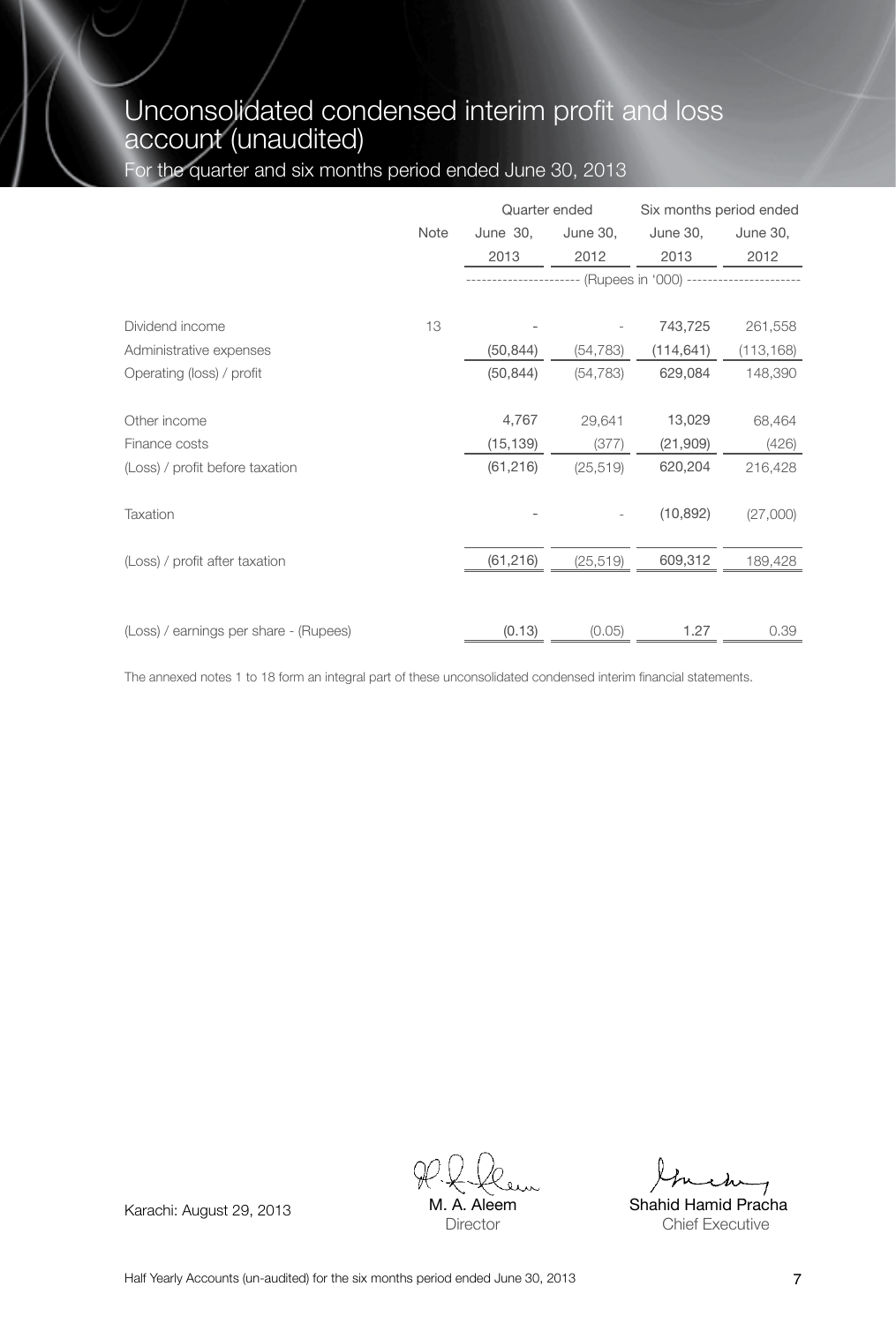# Unconsolidated condensed interim profit and loss account (unaudited)

For the quarter and six months period ended June 30, 2013

| | Note | Quarter ended | | Six months period ended | |
|---|---|---|---|---|---|
| | | June 30, 2013 | June 30, 2012 | June 30, 2013 | June 30, 2012 |
| | | (Rupees in '000) | | | |
| Dividend income | 13 | - | - | 743,725 | 261,558 |
| Administrative expenses | | (50,844) | (54,783) | (114,641) | (113,168) |
| Operating (loss) / profit | | (50,844) | (54,783) | 629,084 | 148,390 |
| Other income | | 4,767 | 29,641 | 13,029 | 68,464 |
| Finance costs | | (15,139) | (377) | (21,909) | (426) |
| (Loss) / profit before taxation | | (61,216) | (25,519) | 620,204 | 216,428 |
| Taxation | | - | - | (10,892) | (27,000) |
| (Loss) / profit after taxation | | (61,216) | (25,519) | 609,312 | 189,428 |
| (Loss) / earnings per share - (Rupees) | | (0.13) | (0.05) | 1.27 | 0.39 |

The annexed notes 1 to 18 form an integral part of these unconsolidated condensed interim financial statements.

Karachi: August 29, 2013

M. A. Aleem
Director

Shahid Hamid Pracha
Chief Executive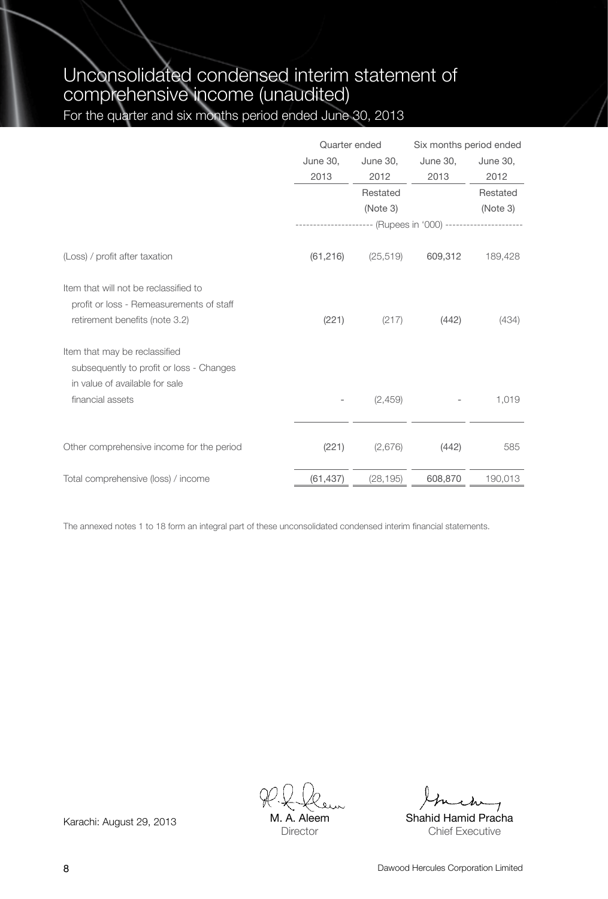# Unconsolidated condensed interim statement of comprehensive income (unaudited)

For the quarter and six months period ended June 30, 2013

| | Quarter ended | | Six months period ended | |
|---|---|---|---|---|
| | June 30, 2013 | June 30, 2012 Restated (Note 3) | June 30, 2013 | June 30, 2012 Restated (Note 3) |
| | (Rupees in '000) | | | |
| (Loss) / profit after taxation | (61,216) | (25,519) | 609,312 | 189,428 |
| Item that will not be reclassified to profit or loss - Remeasurements of staff retirement benefits (note 3.2) | (221) | (217) | (442) | (434) |
| Item that may be reclassified subsequently to profit or loss - Changes in value of available for sale financial assets | - | (2,459) | - | 1,019 |
| Other comprehensive income for the period | (221) | (2,676) | (442) | 585 |
| Total comprehensive (loss) / income | (61,437) | (28,195) | 608,870 | 190,013 |

The annexed notes 1 to 18 form an integral part of these unconsolidated condensed interim financial statements.

Karachi: August 29, 2013

M. A. Aleem
Director

Shahid Hamid Pracha
Chief Executive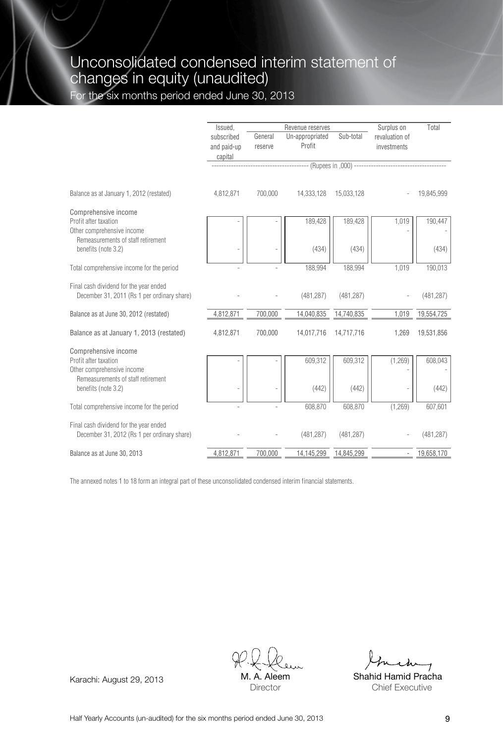# Unconsolidated condensed interim statement of changes in equity (unaudited)

For the six months period ended June 30, 2013

| | Issued, subscribed and paid-up capital | Revenue reserves | | | Surplus on revaluation of investments | Total |
|---|---|---|---|---|---|---|
| | | General reserve | Un-appropriated Profit | Sub-total | | |
| | ---------- | ---------- | (Rupees in ,000) | ---------- | ---------- | ---------- |
| Balance as at January 1, 2012 (restated) | 4,812,871 | 700,000 | 14,333,128 | 15,033,128 | - | 19,845,999 |
| Comprehensive income | | | | | | |
| Profit after taxation | - | - | 189,428 | 189,428 | 1,019 | 190,447 |
| Other comprehensive income | | | | | - | - |
| Remeasurements of staff retirement benefits (note 3.2) | - | - | (434) | (434) | | (434) |
| Total comprehensive income for the period | - | - | 188,994 | 188,994 | 1,019 | 190,013 |
| Final cash dividend for the year ended December 31, 2011 (Rs 1 per ordinary share) | - | - | (481,287) | (481,287) | - | (481,287) |
| Balance as at June 30, 2012 (restated) | 4,812,871 | 700,000 | 14,040,835 | 14,740,835 | 1,019 | 19,554,725 |
| Balance as at January 1, 2013 (restated) | 4,812,871 | 700,000 | 14,017,716 | 14,717,716 | 1,269 | 19,531,856 |
| Comprehensive income | | | | | | |
| Profit after taxation | - | - | 609,312 | 609,312 | (1,269) | 608,043 |
| Other comprehensive income | | | | | - | - |
| Remeasurements of staff retirement benefits (note 3.2) | - | - | (442) | (442) | - | (442) |
| Total comprehensive income for the period | - | - | 608,870 | 608,870 | (1,269) | 607,601 |
| Final cash dividend for the year ended December 31, 2012 (Rs 1 per ordinary share) | - | - | (481,287) | (481,287) | - | (481,287) |
| Balance as at June 30, 2013 | 4,812,871 | 700,000 | 14,145,299 | 14,845,299 | - | 19,658,170 |

The annexed notes 1 to 18 form an integral part of these unconsolidated condensed interim financial statements.

Karachi: August 29, 2013

M. A. Aleem
Director

Shahid Hamid Pracha
Chief Executive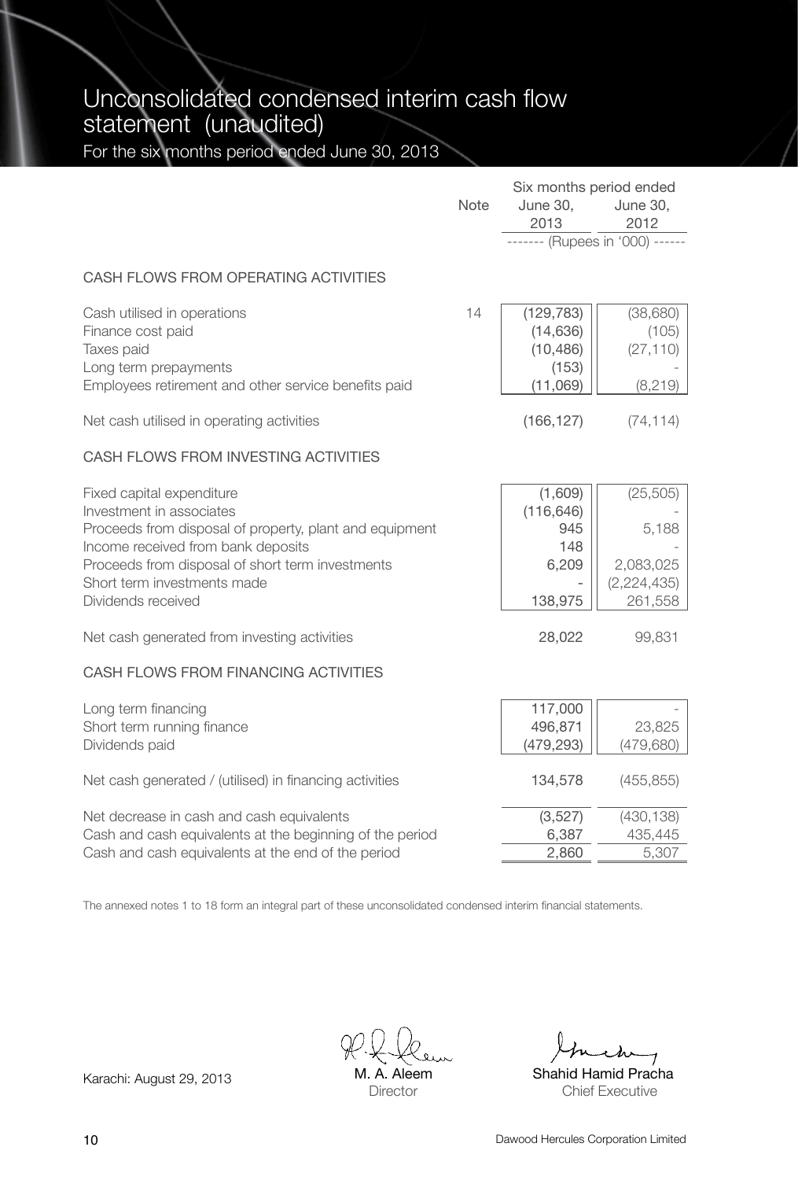# Unconsolidated condensed interim cash flow statement (unaudited)

For the six months period ended June 30, 2013

| | Note | Six months period ended June 30, 2013 | June 30, 2012 |
|---|---|---|---|
| | | ------- (Rupees in '000) ------ | |
| **CASH FLOWS FROM OPERATING ACTIVITIES** | | | |
| Cash utilised in operations | 14 | (129,783) | (38,680) |
| Finance cost paid | | (14,636) | (105) |
| Taxes paid | | (10,486) | (27,110) |
| Long term prepayments | | (153) | - |
| Employees retirement and other service benefits paid | | (11,069) | (8,219) |
| Net cash utilised in operating activities | | (166,127) | (74,114) |
| **CASH FLOWS FROM INVESTING ACTIVITIES** | | | |
| Fixed capital expenditure | | (1,609) | (25,505) |
| Investment in associates | | (116,646) | - |
| Proceeds from disposal of property, plant and equipment | | 945 | 5,188 |
| Income received from bank deposits | | 148 | - |
| Proceeds from disposal of short term investments | | 6,209 | 2,083,025 |
| Short term investments made | | - | (2,224,435) |
| Dividends received | | 138,975 | 261,558 |
| Net cash generated from investing activities | | 28,022 | 99,831 |
| **CASH FLOWS FROM FINANCING ACTIVITIES** | | | |
| Long term financing | | 117,000 | - |
| Short term running finance | | 496,871 | 23,825 |
| Dividends paid | | (479,293) | (479,680) |
| Net cash generated / (utilised) in financing activities | | 134,578 | (455,855) |
| Net decrease in cash and cash equivalents | | (3,527) | (430,138) |
| Cash and cash equivalents at the beginning of the period | | 6,387 | 435,445 |
| Cash and cash equivalents at the end of the period | | 2,860 | 5,307 |

The annexed notes 1 to 18 form an integral part of these unconsolidated condensed interim financial statements.

Karachi: August 29, 2013

M. A. Aleem
Director

Shahid Hamid Pracha
Chief Executive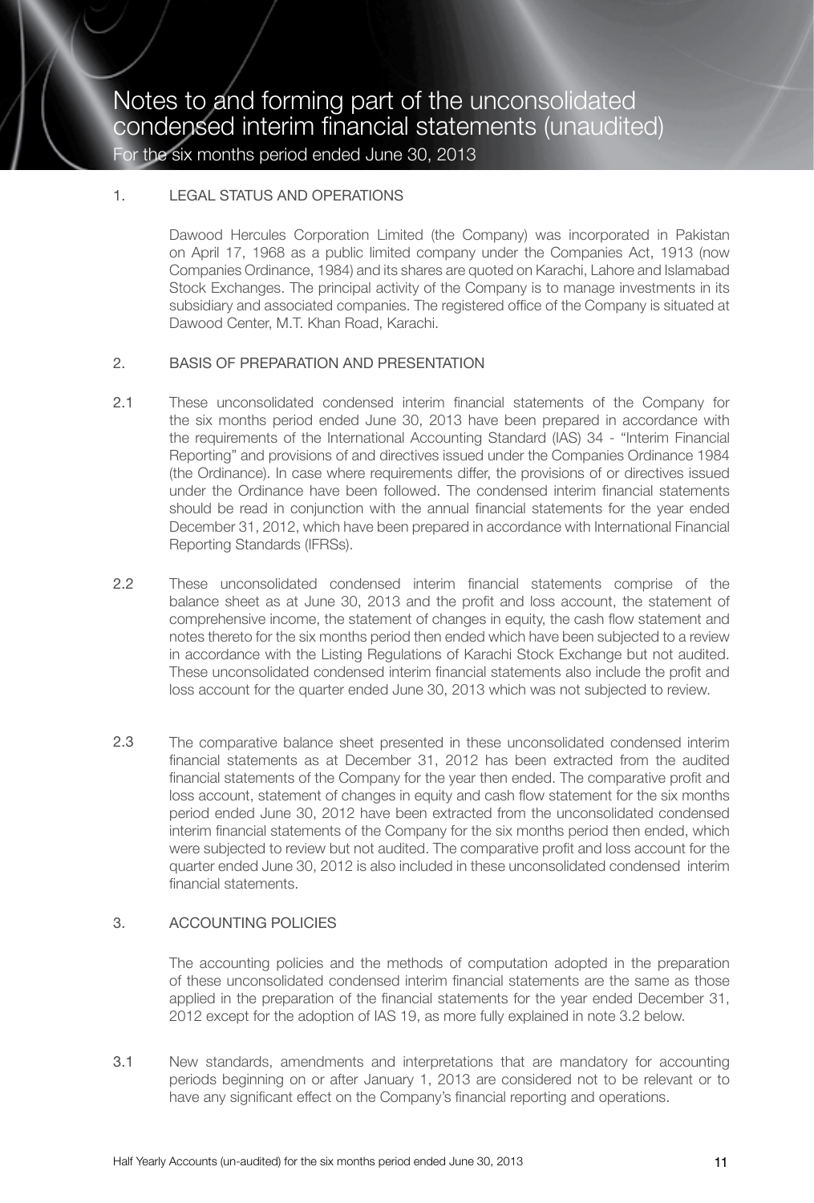# Notes to and forming part of the unconsolidated condensed interim financial statements (unaudited)

For the six months period ended June 30, 2013

## 1. LEGAL STATUS AND OPERATIONS

Dawood Hercules Corporation Limited (the Company) was incorporated in Pakistan on April 17, 1968 as a public limited company under the Companies Act, 1913 (now Companies Ordinance, 1984) and its shares are quoted on Karachi, Lahore and Islamabad Stock Exchanges. The principal activity of the Company is to manage investments in its subsidiary and associated companies. The registered office of the Company is situated at Dawood Center, M.T. Khan Road, Karachi.

## 2. BASIS OF PREPARATION AND PRESENTATION

2.1 These unconsolidated condensed interim financial statements of the Company for the six months period ended June 30, 2013 have been prepared in accordance with the requirements of the International Accounting Standard (IAS) 34 - "Interim Financial Reporting" and provisions of and directives issued under the Companies Ordinance 1984 (the Ordinance). In case where requirements differ, the provisions of or directives issued under the Ordinance have been followed. The condensed interim financial statements should be read in conjunction with the annual financial statements for the year ended December 31, 2012, which have been prepared in accordance with International Financial Reporting Standards (IFRSs).

2.2 These unconsolidated condensed interim financial statements comprise of the balance sheet as at June 30, 2013 and the profit and loss account, the statement of comprehensive income, the statement of changes in equity, the cash flow statement and notes thereto for the six months period then ended which have been subjected to a review in accordance with the Listing Regulations of Karachi Stock Exchange but not audited. These unconsolidated condensed interim financial statements also include the profit and loss account for the quarter ended June 30, 2013 which was not subjected to review.

2.3 The comparative balance sheet presented in these unconsolidated condensed interim financial statements as at December 31, 2012 has been extracted from the audited financial statements of the Company for the year then ended. The comparative profit and loss account, statement of changes in equity and cash flow statement for the six months period ended June 30, 2012 have been extracted from the unconsolidated condensed interim financial statements of the Company for the six months period then ended, which were subjected to review but not audited. The comparative profit and loss account for the quarter ended June 30, 2012 is also included in these unconsolidated condensed interim financial statements.

## 3. ACCOUNTING POLICIES

The accounting policies and the methods of computation adopted in the preparation of these unconsolidated condensed interim financial statements are the same as those applied in the preparation of the financial statements for the year ended December 31, 2012 except for the adoption of IAS 19, as more fully explained in note 3.2 below.

3.1 New standards, amendments and interpretations that are mandatory for accounting periods beginning on or after January 1, 2013 are considered not to be relevant or to have any significant effect on the Company's financial reporting and operations.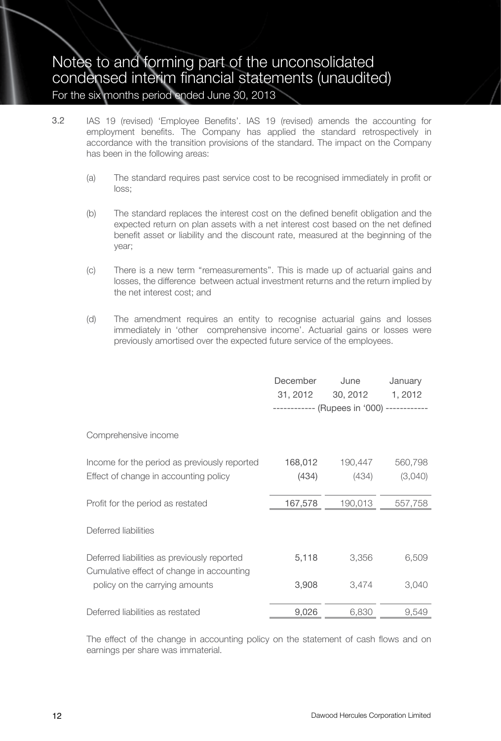3.2 IAS 19 (revised) 'Employee Benefits'. IAS 19 (revised) amends the accounting for employment benefits. The Company has applied the standard retrospectively in accordance with the transition provisions of the standard. The impact on the Company has been in the following areas:

(a) The standard requires past service cost to be recognised immediately in profit or loss;

(b) The standard replaces the interest cost on the defined benefit obligation and the expected return on plan assets with a net interest cost based on the net defined benefit asset or liability and the discount rate, measured at the beginning of the year;

(c) There is a new term "remeasurements". This is made up of actuarial gains and losses, the difference between actual investment returns and the return implied by the net interest cost; and

(d) The amendment requires an entity to recognise actuarial gains and losses immediately in 'other comprehensive income'. Actuarial gains or losses were previously amortised over the expected future service of the employees.

| | December 31, 2012 | June 30, 2012 | January 1, 2012 |
|---|---|---|---|
| | ------------ (Rupees in '000) ------------ | | |
| Comprehensive income | | | |
| Income for the period as previously reported | 168,012 | 190,447 | 560,798 |
| Effect of change in accounting policy | (434) | (434) | (3,040) |
| Profit for the period as restated | 167,578 | 190,013 | 557,758 |
| Deferred liabilities | | | |
| Deferred liabilities as previously reported | 5,118 | 3,356 | 6,509 |
| Cumulative effect of change in accounting policy on the carrying amounts | 3,908 | 3,474 | 3,040 |
| Deferred liabilities as restated | 9,026 | 6,830 | 9,549 |

The effect of the change in accounting policy on the statement of cash flows and on earnings per share was immaterial.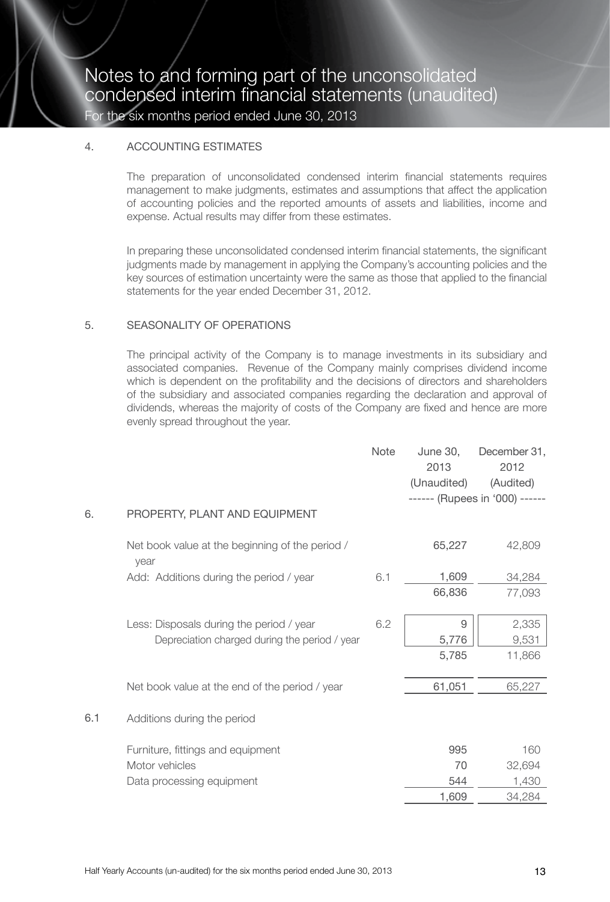## 4. ACCOUNTING ESTIMATES

The preparation of unconsolidated condensed interim financial statements requires management to make judgments, estimates and assumptions that affect the application of accounting policies and the reported amounts of assets and liabilities, income and expense. Actual results may differ from these estimates.

In preparing these unconsolidated condensed interim financial statements, the significant judgments made by management in applying the Company's accounting policies and the key sources of estimation uncertainty were the same as those that applied to the financial statements for the year ended December 31, 2012.

## 5. SEASONALITY OF OPERATIONS

The principal activity of the Company is to manage investments in its subsidiary and associated companies. Revenue of the Company mainly comprises dividend income which is dependent on the profitability and the decisions of directors and shareholders of the subsidiary and associated companies regarding the declaration and approval of dividends, whereas the majority of costs of the Company are fixed and hence are more evenly spread throughout the year.

| | | Note | June 30, 2013 (Unaudited) | December 31, 2012 (Audited) |
|---|---|---|---|---|
| | | | ------ (Rupees in '000) ------ | |
| 6. | PROPERTY, PLANT AND EQUIPMENT | | | |
| | Net book value at the beginning of the period / year | | 65,227 | 42,809 |
| | Add: Additions during the period / year | 6.1 | 1,609 | 34,284 |
| | | | 66,836 | 77,093 |
| | Less: Disposals during the period / year | 6.2 | 9 | 2,335 |
| | Depreciation charged during the period / year | | 5,776 | 9,531 |
| | | | 5,785 | 11,866 |
| | Net book value at the end of the period / year | | 61,051 | 65,227 |
| 6.1 | Additions during the period | | | |
| | Furniture, fittings and equipment | | 995 | 160 |
| | Motor vehicles | | 70 | 32,694 |
| | Data processing equipment | | 544 | 1,430 |
| | | | 1,609 | 34,284 |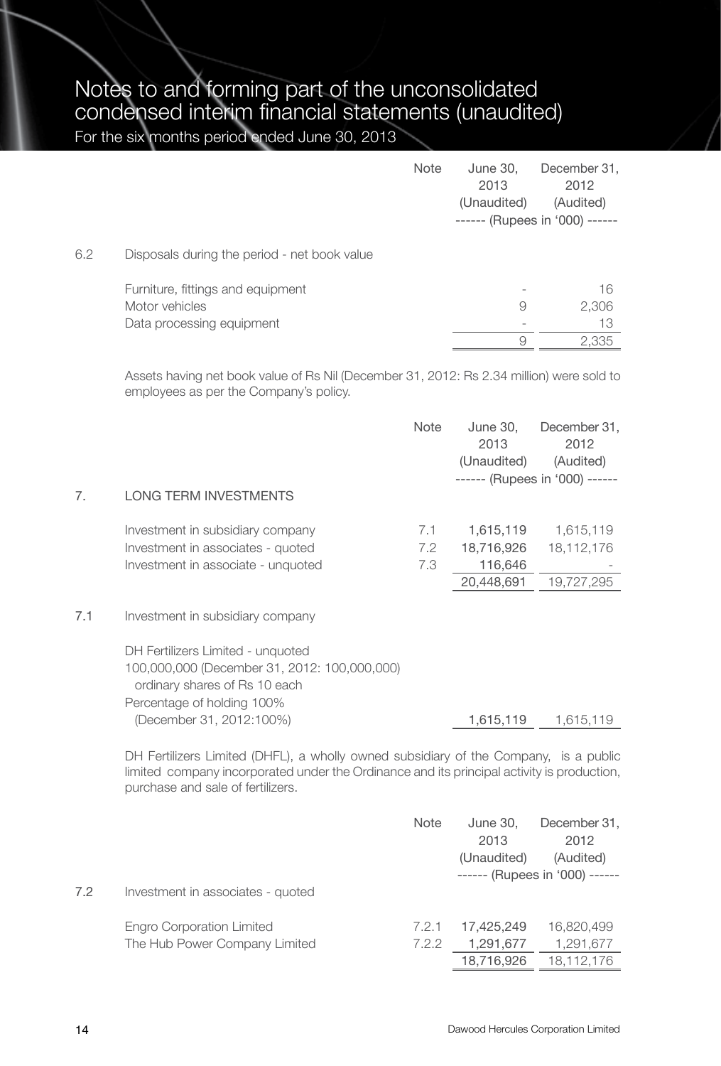# Notes to and forming part of the unconsolidated condensed interim financial statements (unaudited)

For the six months period ended June 30, 2013

| | Note | June 30, 2013 (Unaudited) | December 31, 2012 (Audited) |
|---|---|---|---|
| | | ------ (Rupees in '000) ------ | |
| **6.2 Disposals during the period - net book value** | | | |
| Furniture, fittings and equipment | | - | 16 |
| Motor vehicles | | 9 | 2,306 |
| Data processing equipment | | - | 13 |
| | | 9 | 2,335 |

Assets having net book value of Rs Nil (December 31, 2012: Rs 2.34 million) were sold to employees as per the Company's policy.

| | Note | June 30, 2013 (Unaudited) | December 31, 2012 (Audited) |
|---|---|---|---|
| | | ------ (Rupees in '000) ------ | |
| **7. LONG TERM INVESTMENTS** | | | |
| Investment in subsidiary company | 7.1 | 1,615,119 | 1,615,119 |
| Investment in associates - quoted | 7.2 | 18,716,926 | 18,112,176 |
| Investment in associate - unquoted | 7.3 | 116,646 | - |
| | | 20,448,691 | 19,727,295 |
| **7.1 Investment in subsidiary company** | | | |
| DH Fertilizers Limited - unquoted<br>100,000,000 (December 31, 2012: 100,000,000) ordinary shares of Rs 10 each<br>Percentage of holding 100% (December 31, 2012:100%) | | 1,615,119 | 1,615,119 |

DH Fertilizers Limited (DHFL), a wholly owned subsidiary of the Company, is a public limited company incorporated under the Ordinance and its principal activity is production, purchase and sale of fertilizers.

| | Note | June 30, 2013 (Unaudited) | December 31, 2012 (Audited) |
|---|---|---|---|
| | | ------ (Rupees in '000) ------ | |
| **7.2 Investment in associates - quoted** | | | |
| Engro Corporation Limited | 7.2.1 | 17,425,249 | 16,820,499 |
| The Hub Power Company Limited | 7.2.2 | 1,291,677 | 1,291,677 |
| | | 18,716,926 | 18,112,176 |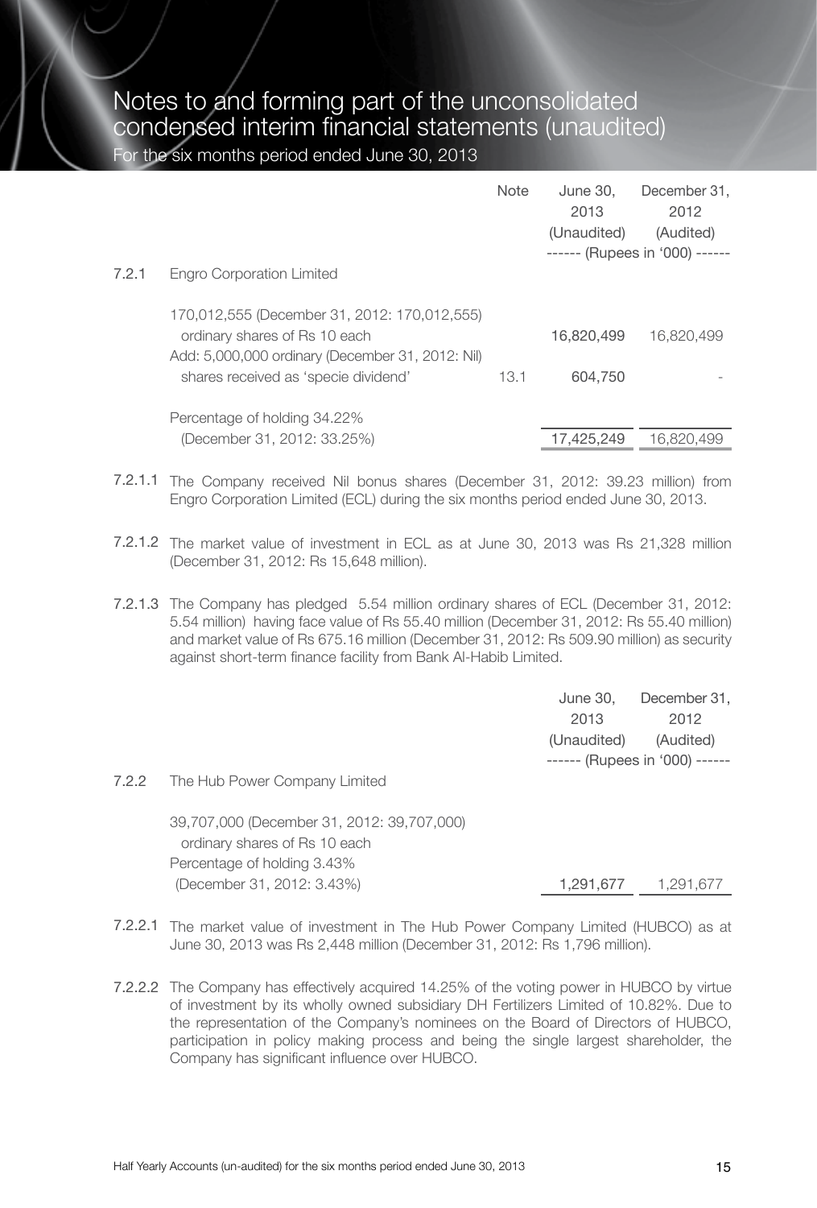# Notes to and forming part of the unconsolidated condensed interim financial statements (unaudited)

For the six months period ended June 30, 2013

| | | Note | June 30, 2013 (Unaudited) | December 31, 2012 (Audited) |
|---|---|---|---|---|
| | | | ------ (Rupees in '000) ------ | |
| 7.2.1 | Engro Corporation Limited | | | |
| | 170,012,555 (December 31, 2012: 170,012,555) ordinary shares of Rs 10 each | | 16,820,499 | 16,820,499 |
| | Add: 5,000,000 ordinary (December 31, 2012: Nil) shares received as 'specie dividend' | 13.1 | 604,750 | - |
| | Percentage of holding 34.22% (December 31, 2012: 33.25%) | | 17,425,249 | 16,820,499 |

7.2.1.1 The Company received Nil bonus shares (December 31, 2012: 39.23 million) from Engro Corporation Limited (ECL) during the six months period ended June 30, 2013.

7.2.1.2 The market value of investment in ECL as at June 30, 2013 was Rs 21,328 million (December 31, 2012: Rs 15,648 million).

7.2.1.3 The Company has pledged 5.54 million ordinary shares of ECL (December 31, 2012: 5.54 million) having face value of Rs 55.40 million (December 31, 2012: Rs 55.40 million) and market value of Rs 675.16 million (December 31, 2012: Rs 509.90 million) as security against short-term finance facility from Bank Al-Habib Limited.

| | | June 30, 2013 (Unaudited) | December 31, 2012 (Audited) |
|---|---|---|---|
| | | ------ (Rupees in '000) ------ | |
| 7.2.2 | The Hub Power Company Limited | | |
| | 39,707,000 (December 31, 2012: 39,707,000) ordinary shares of Rs 10 each Percentage of holding 3.43% (December 31, 2012: 3.43%) | 1,291,677 | 1,291,677 |

7.2.2.1 The market value of investment in The Hub Power Company Limited (HUBCO) as at June 30, 2013 was Rs 2,448 million (December 31, 2012: Rs 1,796 million).

7.2.2.2 The Company has effectively acquired 14.25% of the voting power in HUBCO by virtue of investment by its wholly owned subsidiary DH Fertilizers Limited of 10.82%. Due to the representation of the Company's nominees on the Board of Directors of HUBCO, participation in policy making process and being the single largest shareholder, the Company has significant influence over HUBCO.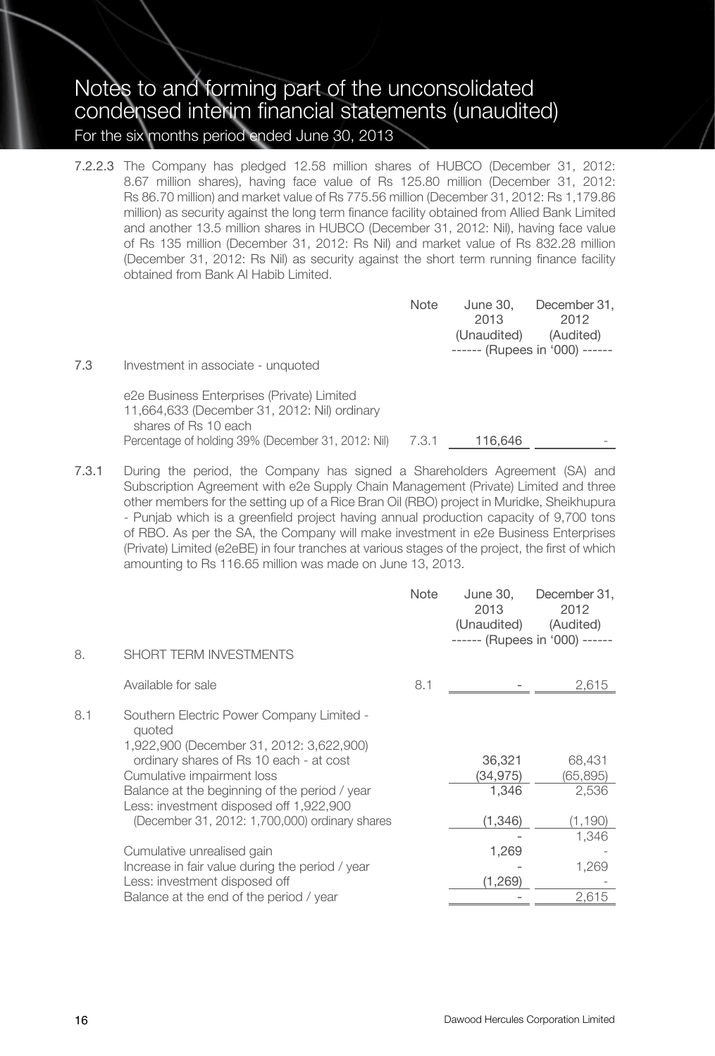7.2.2.3 The Company has pledged 12.58 million shares of HUBCO (December 31, 2012: 8.67 million shares), having face value of Rs 125.80 million (December 31, 2012: Rs 86.70 million) and market value of Rs 775.56 million (December 31, 2012: Rs 1,179.86 million) as security against the long term finance facility obtained from Allied Bank Limited and another 13.5 million shares in HUBCO (December 31, 2012: Nil), having face value of Rs 135 million (December 31, 2012: Rs Nil) and market value of Rs 832.28 million (December 31, 2012: Rs Nil) as security against the short term running finance facility obtained from Bank Al Habib Limited.

| | | Note | June 30, 2013 (Unaudited) | December 31, 2012 (Audited) |
|---|---|---|---|---|
| | | | ------ (Rupees in '000) ------ | |
| 7.3 | Investment in associate - unquoted | | | |
| | e2e Business Enterprises (Private) Limited 11,664,633 (December 31, 2012: Nil) ordinary shares of Rs 10 each Percentage of holding 39% (December 31, 2012: Nil) | 7.3.1 | 116,646 | - |

7.3.1 During the period, the Company has signed a Shareholders Agreement (SA) and Subscription Agreement with e2e Supply Chain Management (Private) Limited and three other members for the setting up of a Rice Bran Oil (RBO) project in Muridke, Sheikhupura - Punjab which is a greenfield project having annual production capacity of 9,700 tons of RBO. As per the SA, the Company will make investment in e2e Business Enterprises (Private) Limited (e2eBE) in four tranches at various stages of the project, the first of which amounting to Rs 116.65 million was made on June 13, 2013.

| | | Note | June 30, 2013 (Unaudited) | December 31, 2012 (Audited) |
|---|---|---|---|---|
| | | | ------ (Rupees in '000) ------ | |
| 8. | SHORT TERM INVESTMENTS | | | |
| | Available for sale | 8.1 | - | 2,615 |
| 8.1 | Southern Electric Power Company Limited - quoted | | | |
| | 1,922,900 (December 31, 2012: 3,622,900) ordinary shares of Rs 10 each - at cost | | 36,321 | 68,431 |
| | Cumulative impairment loss | | (34,975) | (65,895) |
| | Balance at the beginning of the period / year | | 1,346 | 2,536 |
| | Less: investment disposed off 1,922,900 (December 31, 2012: 1,700,000) ordinary shares | | (1,346) | (1,190) |
| | | | - | 1,346 |
| | Cumulative unrealised gain | | 1,269 | - |
| | Increase in fair value during the period / year | | - | 1,269 |
| | Less: investment disposed off | | (1,269) | - |
| | Balance at the end of the period / year | | - | 2,615 |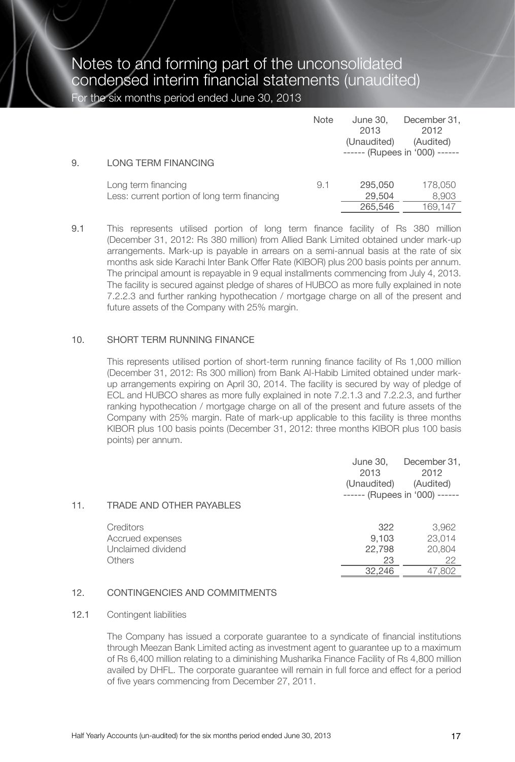# Notes to and forming part of the unconsolidated condensed interim financial statements (unaudited)

For the six months period ended June 30, 2013

| | | Note | June 30, 2013 (Unaudited) | December 31, 2012 (Audited) |
|---|---|---|---|---|
| | | | ------ (Rupees in '000) ------ | |
| 9. | LONG TERM FINANCING | | | |
| | Long term financing | 9.1 | 295,050 | 178,050 |
| | Less: current portion of long term financing | | 29,504 | 8,903 |
| | | | 265,546 | 169,147 |

9.1 This represents utilised portion of long term finance facility of Rs 380 million (December 31, 2012: Rs 380 million) from Allied Bank Limited obtained under mark-up arrangements. Mark-up is payable in arrears on a semi-annual basis at the rate of six months ask side Karachi Inter Bank Offer Rate (KIBOR) plus 200 basis points per annum. The principal amount is repayable in 9 equal installments commencing from July 4, 2013. The facility is secured against pledge of shares of HUBCO as more fully explained in note 7.2.2.3 and further ranking hypothecation / mortgage charge on all of the present and future assets of the Company with 25% margin.

## 10. SHORT TERM RUNNING FINANCE

This represents utilised portion of short-term running finance facility of Rs 1,000 million (December 31, 2012: Rs 300 million) from Bank Al-Habib Limited obtained under mark-up arrangements expiring on April 30, 2014. The facility is secured by way of pledge of ECL and HUBCO shares as more fully explained in note 7.2.1.3 and 7.2.2.3, and further ranking hypothecation / mortgage charge on all of the present and future assets of the Company with 25% margin. Rate of mark-up applicable to this facility is three months KIBOR plus 100 basis points (December 31, 2012: three months KIBOR plus 100 basis points) per annum.

| | | June 30, 2013 (Unaudited) | December 31, 2012 (Audited) |
|---|---|---|---|
| | | ------ (Rupees in '000) ------ | |
| 11. | TRADE AND OTHER PAYABLES | | |
| | Creditors | 322 | 3,962 |
| | Accrued expenses | 9,103 | 23,014 |
| | Unclaimed dividend | 22,798 | 20,804 |
| | Others | 23 | 22 |
| | | 32,246 | 47,802 |

## 12. CONTINGENCIES AND COMMITMENTS

### 12.1 Contingent liabilities

The Company has issued a corporate guarantee to a syndicate of financial institutions through Meezan Bank Limited acting as investment agent to guarantee up to a maximum of Rs 6,400 million relating to a diminishing Musharika Finance Facility of Rs 4,800 million availed by DHFL. The corporate guarantee will remain in full force and effect for a period of five years commencing from December 27, 2011.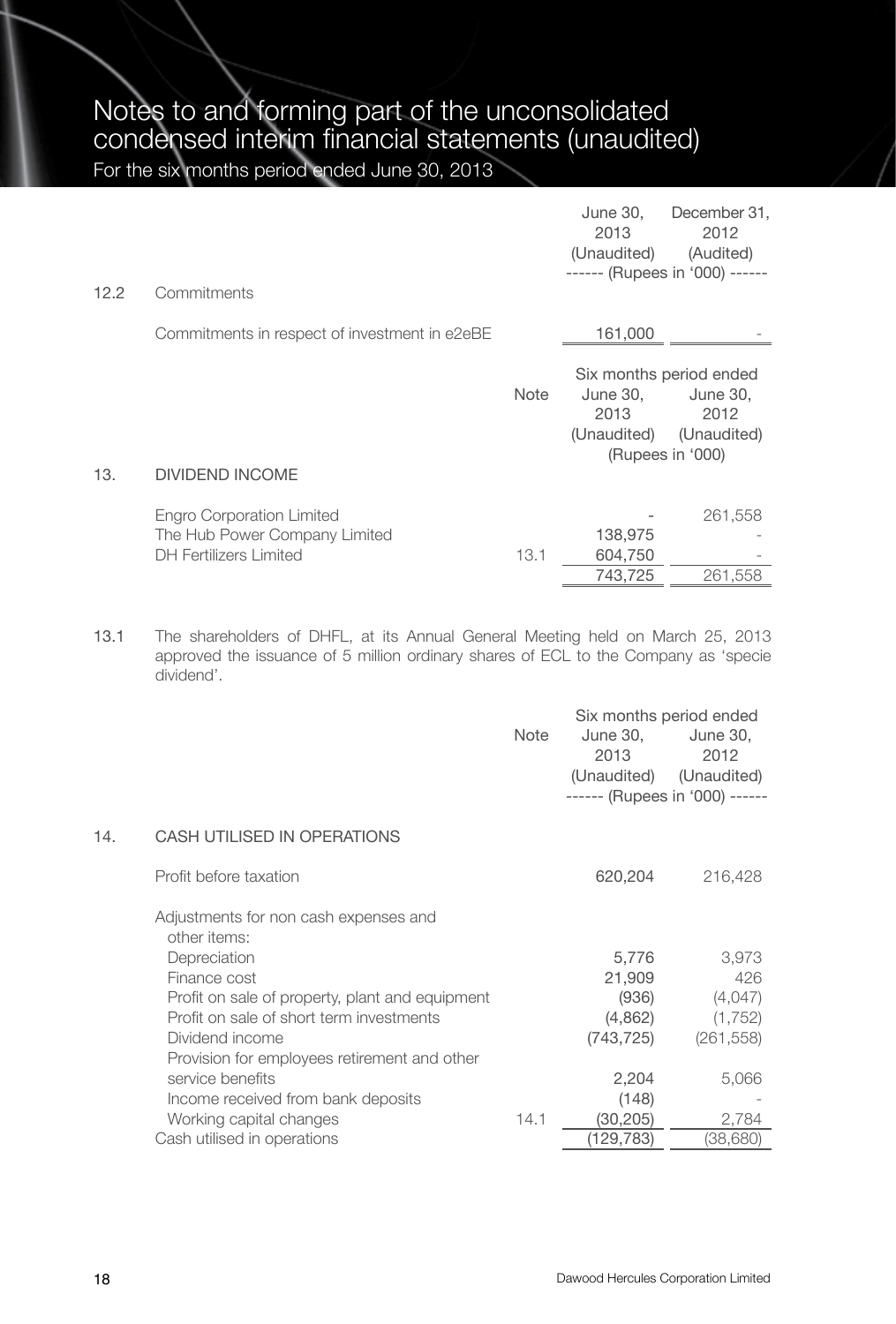# Notes to and forming part of the unconsolidated condensed interim financial statements (unaudited)

For the six months period ended June 30, 2013

| | | | June 30, 2013 (Unaudited) | December 31, 2012 (Audited) |
|---|---|---|---|---|
| | | | ------ (Rupees in '000) ------ | |
| 12.2 | Commitments | | | |
| | Commitments in respect of investment in e2eBE | | 161,000 | - |

| | | Note | Six months period ended June 30, 2013 (Unaudited) | June 30, 2012 (Unaudited) |
|---|---|---|---|---|
| | | | (Rupees in '000) | |
| 13. | DIVIDEND INCOME | | | |
| | Engro Corporation Limited | | - | 261,558 |
| | The Hub Power Company Limited | | 138,975 | - |
| | DH Fertilizers Limited | 13.1 | 604,750 | - |
| | | | 743,725 | 261,558 |

13.1 The shareholders of DHFL, at its Annual General Meeting held on March 25, 2013 approved the issuance of 5 million ordinary shares of ECL to the Company as 'specie dividend'.

| | | Note | Six months period ended June 30, 2013 (Unaudited) | June 30, 2012 (Unaudited) |
|---|---|---|---|---|
| | | | ------ (Rupees in '000) ------ | |
| 14. | CASH UTILISED IN OPERATIONS | | | |
| | Profit before taxation | | 620,204 | 216,428 |
| | Adjustments for non cash expenses and other items: | | | |
| | Depreciation | | 5,776 | 3,973 |
| | Finance cost | | 21,909 | 426 |
| | Profit on sale of property, plant and equipment | | (936) | (4,047) |
| | Profit on sale of short term investments | | (4,862) | (1,752) |
| | Dividend income | | (743,725) | (261,558) |
| | Provision for employees retirement and other service benefits | | 2,204 | 5,066 |
| | Income received from bank deposits | | (148) | - |
| | Working capital changes | 14.1 | (30,205) | 2,784 |
| | Cash utilised in operations | | (129,783) | (38,680) |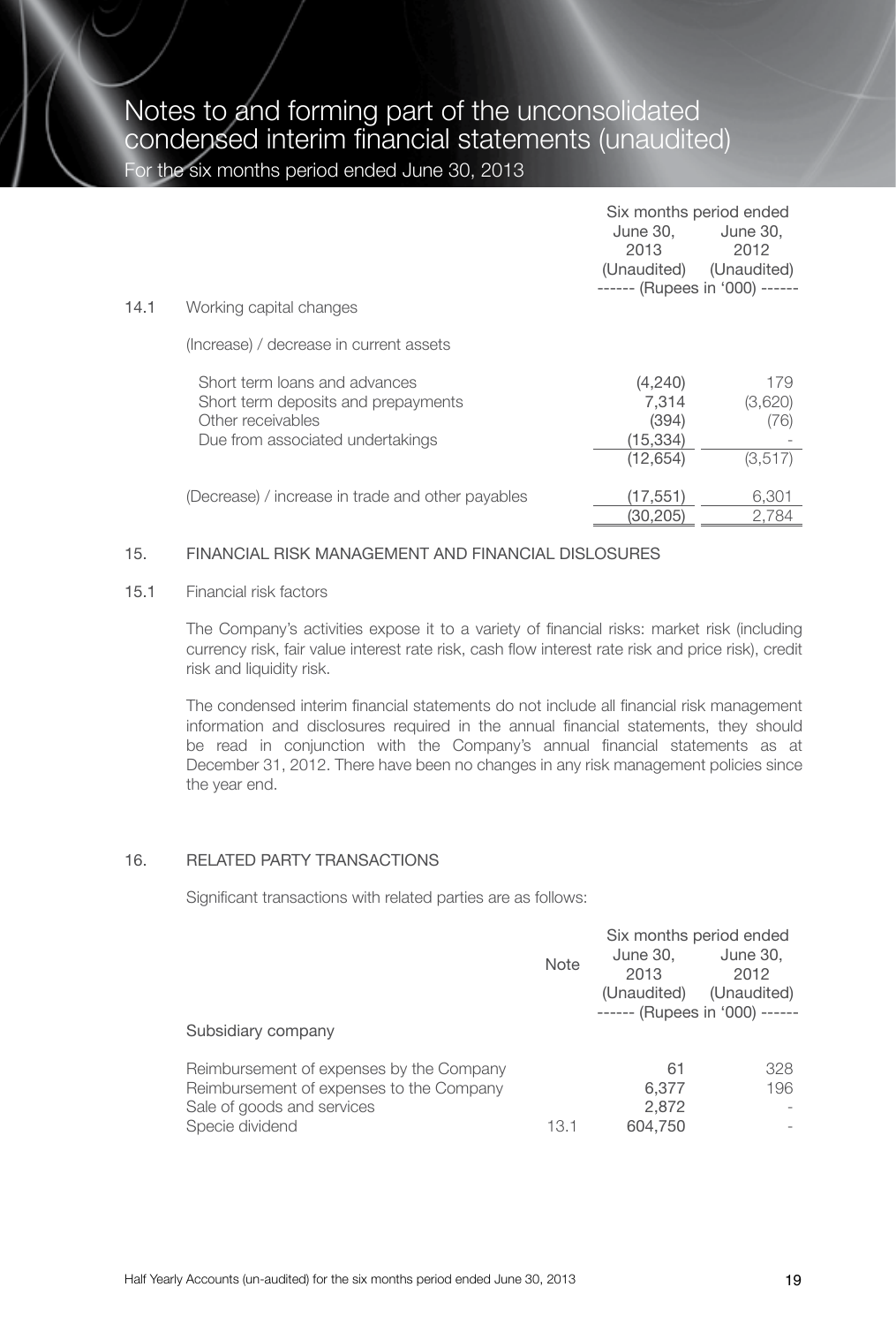# Notes to and forming part of the unconsolidated condensed interim financial statements (unaudited)

For the six months period ended June 30, 2013

| | | Six months period ended | |
|---|---|---|---|
| | | June 30, 2013 (Unaudited) | June 30, 2012 (Unaudited) |
| | | ------ (Rupees in '000) ------ | |
| 14.1 | Working capital changes | | |
| | (Increase) / decrease in current assets | | |
| | Short term loans and advances | (4,240) | 179 |
| | Short term deposits and prepayments | 7,314 | (3,620) |
| | Other receivables | (394) | (76) |
| | Due from associated undertakings | (15,334) | - |
| | | (12,654) | (3,517) |
| | (Decrease) / increase in trade and other payables | (17,551) | 6,301 |
| | | (30,205) | 2,784 |

## 15. FINANCIAL RISK MANAGEMENT AND FINANCIAL DISLOSURES

### 15.1 Financial risk factors

The Company's activities expose it to a variety of financial risks: market risk (including currency risk, fair value interest rate risk, cash flow interest rate risk and price risk), credit risk and liquidity risk.

The condensed interim financial statements do not include all financial risk management information and disclosures required in the annual financial statements, they should be read in conjunction with the Company's annual financial statements as at December 31, 2012. There have been no changes in any risk management policies since the year end.

## 16. RELATED PARTY TRANSACTIONS

Significant transactions with related parties are as follows:

| | Note | Six months period ended | |
|---|---|---|---|
| | | June 30, 2013 (Unaudited) | June 30, 2012 (Unaudited) |
| | | ------ (Rupees in '000) ------ | |
| Subsidiary company | | | |
| Reimbursement of expenses by the Company | | 61 | 328 |
| Reimbursement of expenses to the Company | | 6,377 | 196 |
| Sale of goods and services | | 2,872 | - |
| Specie dividend | 13.1 | 604,750 | - |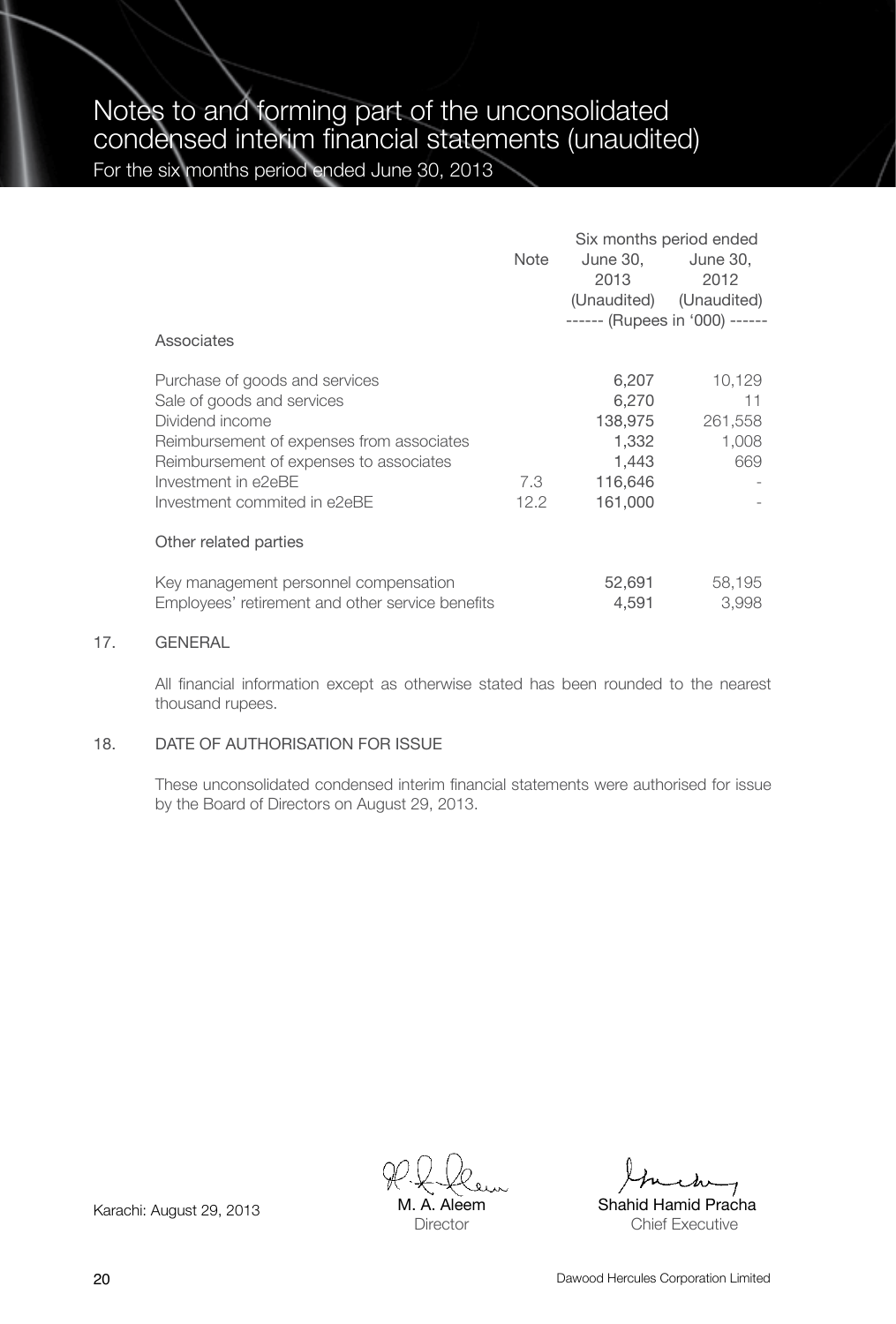# Notes to and forming part of the unconsolidated condensed interim financial statements (unaudited)

For the six months period ended June 30, 2013

| | Note | Six months period ended June 30, 2013 (Unaudited) | Six months period ended June 30, 2012 (Unaudited) |
|---|---|---|---|
| | | ------ (Rupees in '000) ------ | |
| **Associates** | | | |
| Purchase of goods and services | | 6,207 | 10,129 |
| Sale of goods and services | | 6,270 | 11 |
| Dividend income | | 138,975 | 261,558 |
| Reimbursement of expenses from associates | | 1,332 | 1,008 |
| Reimbursement of expenses to associates | | 1,443 | 669 |
| Investment in e2eBE | 7.3 | 116,646 | - |
| Investment commited in e2eBE | 12.2 | 161,000 | - |
| **Other related parties** | | | |
| Key management personnel compensation | | 52,691 | 58,195 |
| Employees' retirement and other service benefits | | 4,591 | 3,998 |

## 17. GENERAL

All financial information except as otherwise stated has been rounded to the nearest thousand rupees.

## 18. DATE OF AUTHORISATION FOR ISSUE

These unconsolidated condensed interim financial statements were authorised for issue by the Board of Directors on August 29, 2013.

Karachi: August 29, 2013

M. A. Aleem
Director

Shahid Hamid Pracha
Chief Executive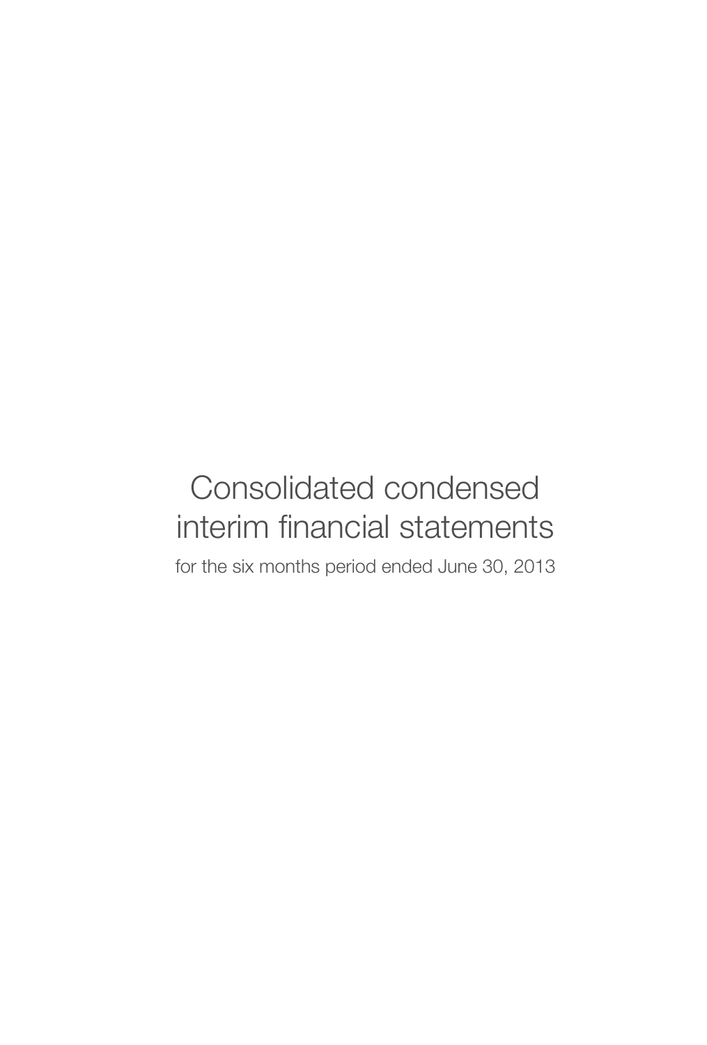# Consolidated condensed interim financial statements

for the six months period ended June 30, 2013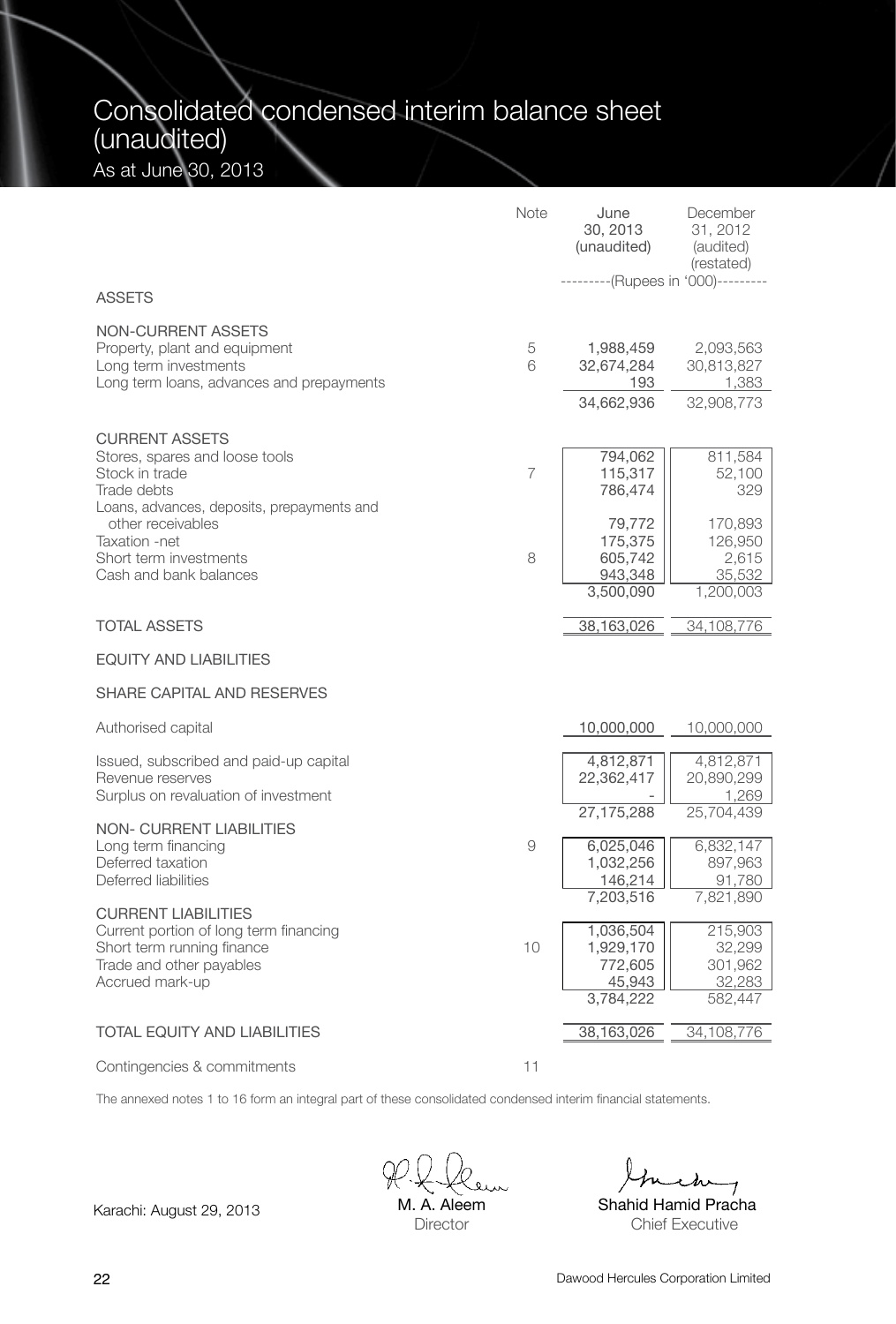# Consolidated condensed interim balance sheet (unaudited)

As at June 30, 2013

| | Note | June 30, 2013 (unaudited) | December 31, 2012 (audited) (restated) |
|---|---|---|---|
| | | ---------(Rupees in '000)--------- | |
| **ASSETS** | | | |
| **NON-CURRENT ASSETS** | | | |
| Property, plant and equipment | 5 | 1,988,459 | 2,093,563 |
| Long term investments | 6 | 32,674,284 | 30,813,827 |
| Long term loans, advances and prepayments | | 193 | 1,383 |
| | | 34,662,936 | 32,908,773 |
| **CURRENT ASSETS** | | | |
| Stores, spares and loose tools | | 794,062 | 811,584 |
| Stock in trade | 7 | 115,317 | 52,100 |
| Trade debts | | 786,474 | 329 |
| Loans, advances, deposits, prepayments and other receivables | | 79,772 | 170,893 |
| Taxation -net | | 175,375 | 126,950 |
| Short term investments | 8 | 605,742 | 2,615 |
| Cash and bank balances | | 943,348 | 35,532 |
| | | 3,500,090 | 1,200,003 |
| **TOTAL ASSETS** | | 38,163,026 | 34,108,776 |
| **EQUITY AND LIABILITIES** | | | |
| **SHARE CAPITAL AND RESERVES** | | | |
| Authorised capital | | 10,000,000 | 10,000,000 |
| Issued, subscribed and paid-up capital | | 4,812,871 | 4,812,871 |
| Revenue reserves | | 22,362,417 | 20,890,299 |
| Surplus on revaluation of investment | | - | 1,269 |
| | | 27,175,288 | 25,704,439 |
| **NON- CURRENT LIABILITIES** | | | |
| Long term financing | 9 | 6,025,046 | 6,832,147 |
| Deferred taxation | | 1,032,256 | 897,963 |
| Deferred liabilities | | 146,214 | 91,780 |
| | | 7,203,516 | 7,821,890 |
| **CURRENT LIABILITIES** | | | |
| Current portion of long term financing | | 1,036,504 | 215,903 |
| Short term running finance | 10 | 1,929,170 | 32,299 |
| Trade and other payables | | 772,605 | 301,962 |
| Accrued mark-up | | 45,943 | 32,283 |
| | | 3,784,222 | 582,447 |
| **TOTAL EQUITY AND LIABILITIES** | | 38,163,026 | 34,108,776 |
| Contingencies & commitments | 11 | | |

The annexed notes 1 to 16 form an integral part of these consolidated condensed interim financial statements.

Karachi: August 29, 2013

M. A. Aleem
Director

Shahid Hamid Pracha
Chief Executive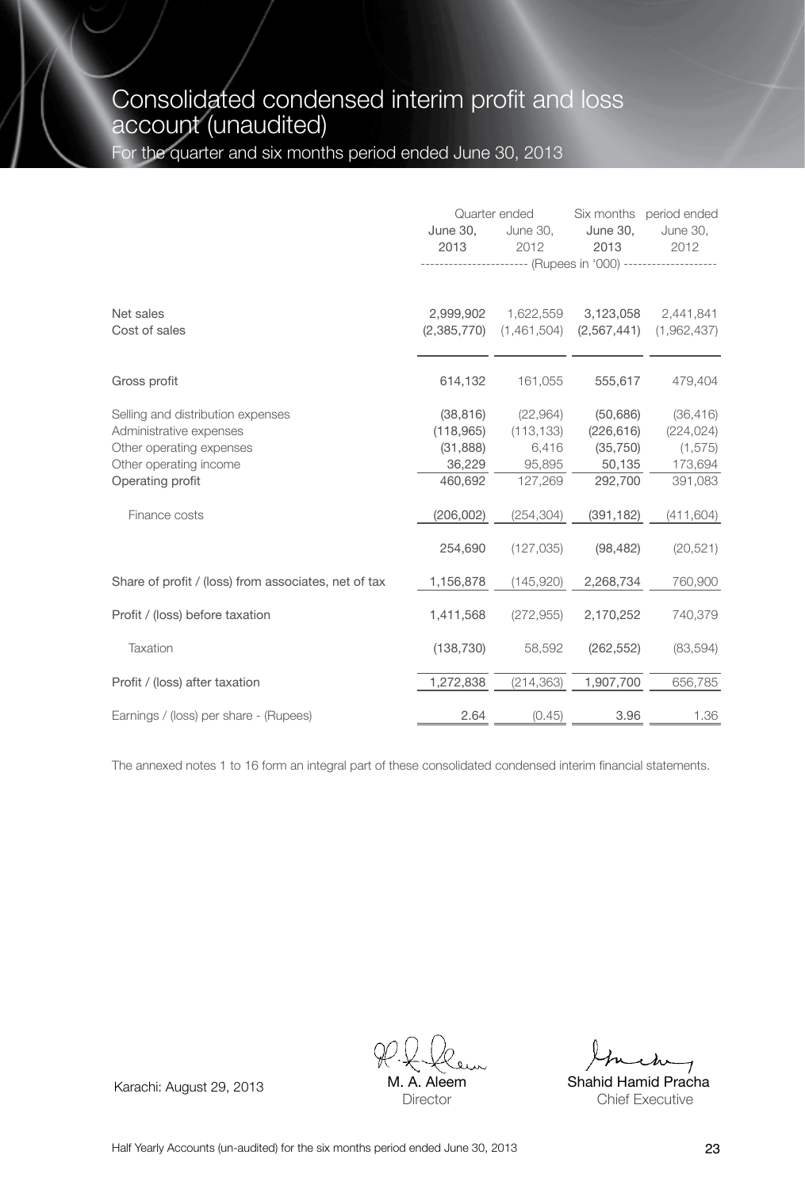# Consolidated condensed interim profit and loss account (unaudited)

For the quarter and six months period ended June 30, 2013

| | Quarter ended | | Six months period ended | |
|---|---|---|---|---|
| | June 30, 2013 | June 30, 2012 | June 30, 2013 | June 30, 2012 |
| | (Rupees in '000) | | | |
| Net sales | 2,999,902 | 1,622,559 | 3,123,058 | 2,441,841 |
| Cost of sales | (2,385,770) | (1,461,504) | (2,567,441) | (1,962,437) |
| Gross profit | 614,132 | 161,055 | 555,617 | 479,404 |
| Selling and distribution expenses | (38,816) | (22,964) | (50,686) | (36,416) |
| Administrative expenses | (118,965) | (113,133) | (226,616) | (224,024) |
| Other operating expenses | (31,888) | 6,416 | (35,750) | (1,575) |
| Other operating income | 36,229 | 95,895 | 50,135 | 173,694 |
| Operating profit | 460,692 | 127,269 | 292,700 | 391,083 |
| Finance costs | (206,002) | (254,304) | (391,182) | (411,604) |
| | 254,690 | (127,035) | (98,482) | (20,521) |
| Share of profit / (loss) from associates, net of tax | 1,156,878 | (145,920) | 2,268,734 | 760,900 |
| Profit / (loss) before taxation | 1,411,568 | (272,955) | 2,170,252 | 740,379 |
| Taxation | (138,730) | 58,592 | (262,552) | (83,594) |
| Profit / (loss) after taxation | 1,272,838 | (214,363) | 1,907,700 | 656,785 |
| Earnings / (loss) per share - (Rupees) | 2.64 | (0.45) | 3.96 | 1.36 |

The annexed notes 1 to 16 form an integral part of these consolidated condensed interim financial statements.

Karachi: August 29, 2013

M. A. Aleem
Director

Shahid Hamid Pracha
Chief Executive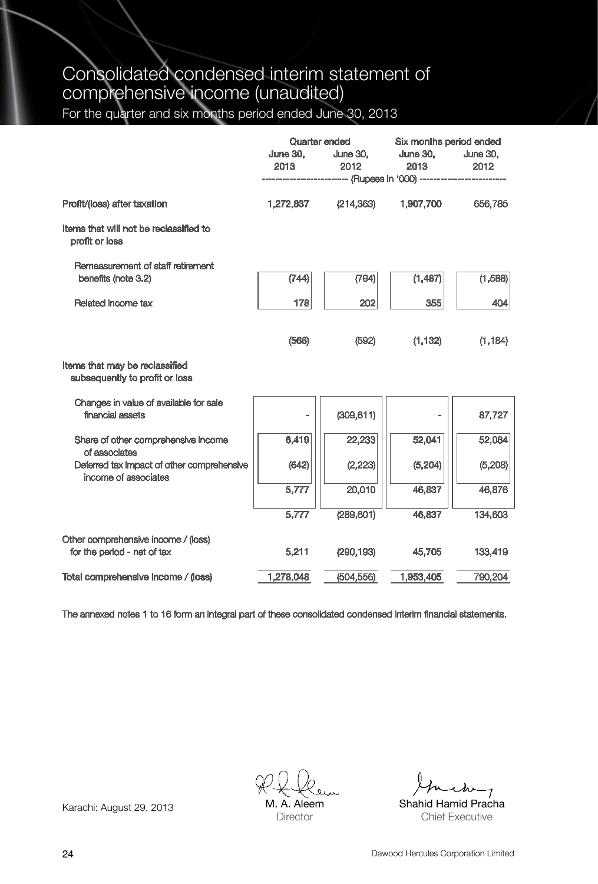# Consolidated condensed interim statement of comprehensive income (unaudited)

For the quarter and six months period ended June 30, 2013

| | Quarter ended | | Six months period ended | |
|---|---|---|---|---|
| | June 30, 2013 | June 30, 2012 | June 30, 2013 | June 30, 2012 |
| | (Rupees in '000) | | | |
| Profit/(loss) after taxation | 1,272,837 | (214,363) | 1,907,700 | 656,785 |
| Items that will not be reclassified to profit or loss | | | | |
| Remeasurement of staff retirement benefits (note 3.2) | (744) | (794) | (1,487) | (1,588) |
| Related income tax | 178 | 202 | 355 | 404 |
| | (566) | (592) | (1,132) | (1,184) |
| Items that may be reclassified subsequently to profit or loss | | | | |
| Changes in value of available for sale financial assets | - | (309,611) | - | 87,727 |
| Share of other comprehensive income of associates | 6,419 | 22,233 | 52,041 | 52,084 |
| Deferred tax impact of other comprehensive income of associates | (642) | (2,223) | (5,204) | (5,208) |
| | 5,777 | 20,010 | 46,837 | 46,876 |
| | 5,777 | (289,601) | 46,837 | 134,603 |
| Other comprehensive income / (loss) for the period - net of tax | 5,211 | (290,193) | 45,705 | 133,419 |
| Total comprehensive income / (loss) | 1,278,048 | (504,556) | 1,953,405 | 790,204 |

The annexed notes 1 to 16 form an integral part of these consolidated condensed interim financial statements.

Karachi: August 29, 2013

M. A. Aleem
Director

Shahid Hamid Pracha
Chief Executive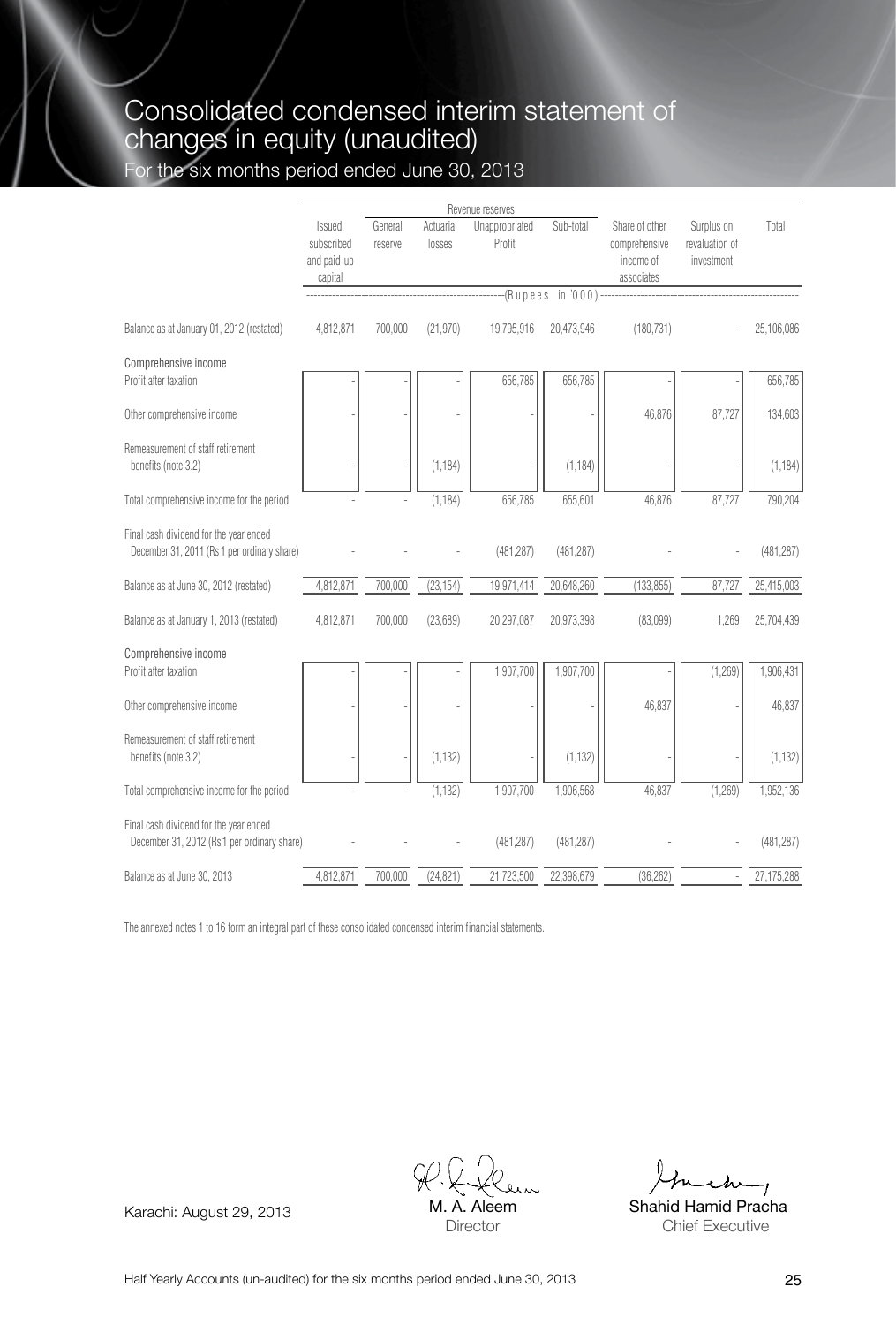# Consolidated condensed interim statement of changes in equity (unaudited)

For the six months period ended June 30, 2013

| | Issued, subscribed and paid-up capital | Revenue reserves | | | | Share of other comprehensive income of associates | Surplus on revaluation of investment | Total |
|---|---|---|---|---|---|---|---|---|
| | | General reserve | Actuarial losses | Unappropriated Profit | Sub-total | | | |
| | ----------------- | ----------------- | ----------------- | (Rupees | in '000) | ----------------- | ----------------- | ----------------- |
| Balance as at January 01, 2012 (restated) | 4,812,871 | 700,000 | (21,970) | 19,795,916 | 20,473,946 | (180,731) | - | 25,106,086 |
| **Comprehensive income** | | | | | | | | |
| Profit after taxation | - | - | - | 656,785 | 656,785 | - | - | 656,785 |
| Other comprehensive income | - | - | - | - | - | 46,876 | 87,727 | 134,603 |
| Remeasurement of staff retirement benefits (note 3.2) | - | - | (1,184) | - | (1,184) | - | - | (1,184) |
| Total comprehensive income for the period | - | - | (1,184) | 656,785 | 655,601 | 46,876 | 87,727 | 790,204 |
| Final cash dividend for the year ended December 31, 2011 (Rs 1 per ordinary share) | - | - | - | (481,287) | (481,287) | - | - | (481,287) |
| Balance as at June 30, 2012 (restated) | 4,812,871 | 700,000 | (23,154) | 19,971,414 | 20,648,260 | (133,855) | 87,727 | 25,415,003 |
| Balance as at January 1, 2013 (restated) | 4,812,871 | 700,000 | (23,689) | 20,297,087 | 20,973,398 | (83,099) | 1,269 | 25,704,439 |
| **Comprehensive income** | | | | | | | | |
| Profit after taxation | - | - | - | 1,907,700 | 1,907,700 | - | (1,269) | 1,906,431 |
| Other comprehensive income | - | - | - | - | - | 46,837 | - | 46,837 |
| Remeasurement of staff retirement benefits (note 3.2) | - | - | (1,132) | - | (1,132) | - | - | (1,132) |
| Total comprehensive income for the period | - | - | (1,132) | 1,907,700 | 1,906,568 | 46,837 | (1,269) | 1,952,136 |
| Final cash dividend for the year ended December 31, 2012 (Rs1 per ordinary share) | - | - | - | (481,287) | (481,287) | - | - | (481,287) |
| Balance as at June 30, 2013 | 4,812,871 | 700,000 | (24,821) | 21,723,500 | 22,398,679 | (36,262) | - | 27,175,288 |

The annexed notes 1 to 16 form an integral part of these consolidated condensed interim financial statements.

Karachi: August 29, 2013

M. A. Aleem
Director

Shahid Hamid Pracha
Chief Executive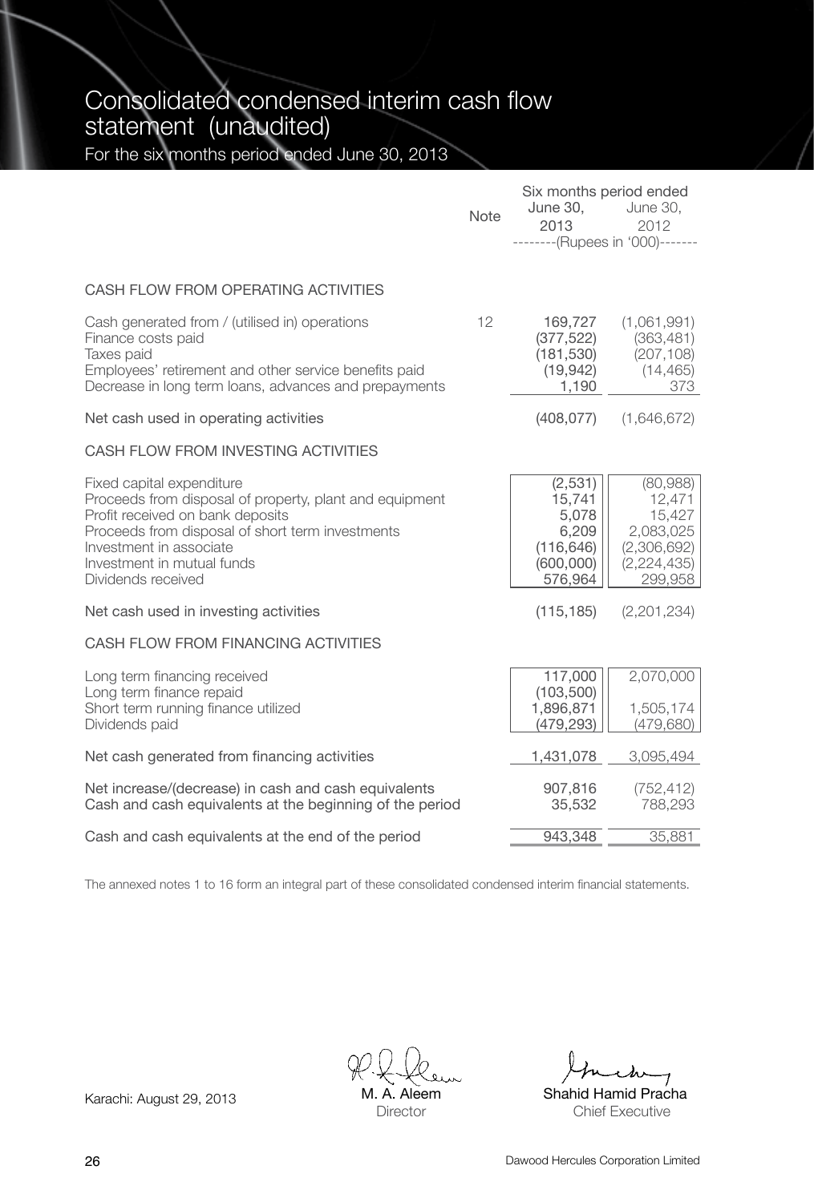# Consolidated condensed interim cash flow statement (unaudited)

For the six months period ended June 30, 2013

| | Note | Six months period ended June 30, 2013 | June 30, 2012 |
|---|---|---|---|
| | | --------(Rupees in '000)------- | |
| **CASH FLOW FROM OPERATING ACTIVITIES** | | | |
| Cash generated from / (utilised in) operations | 12 | 169,727 | (1,061,991) |
| Finance costs paid | | (377,522) | (363,481) |
| Taxes paid | | (181,530) | (207,108) |
| Employees' retirement and other service benefits paid | | (19,942) | (14,465) |
| Decrease in long term loans, advances and prepayments | | 1,190 | 373 |
| Net cash used in operating activities | | (408,077) | (1,646,672) |
| **CASH FLOW FROM INVESTING ACTIVITIES** | | | |
| Fixed capital expenditure | | (2,531) | (80,988) |
| Proceeds from disposal of property, plant and equipment | | 15,741 | 12,471 |
| Profit received on bank deposits | | 5,078 | 15,427 |
| Proceeds from disposal of short term investments | | 6,209 | 2,083,025 |
| Investment in associate | | (116,646) | (2,306,692) |
| Investment in mutual funds | | (600,000) | (2,224,435) |
| Dividends received | | 576,964 | 299,958 |
| Net cash used in investing activities | | (115,185) | (2,201,234) |
| **CASH FLOW FROM FINANCING ACTIVITIES** | | | |
| Long term financing received | | 117,000 | 2,070,000 |
| Long term finance repaid | | (103,500) | |
| Short term running finance utilized | | 1,896,871 | 1,505,174 |
| Dividends paid | | (479,293) | (479,680) |
| Net cash generated from financing activities | | 1,431,078 | 3,095,494 |
| Net increase/(decrease) in cash and cash equivalents | | 907,816 | (752,412) |
| Cash and cash equivalents at the beginning of the period | | 35,532 | 788,293 |
| Cash and cash equivalents at the end of the period | | 943,348 | 35,881 |

The annexed notes 1 to 16 form an integral part of these consolidated condensed interim financial statements.

Karachi: August 29, 2013

M. A. Aleem
Director

Shahid Hamid Pracha
Chief Executive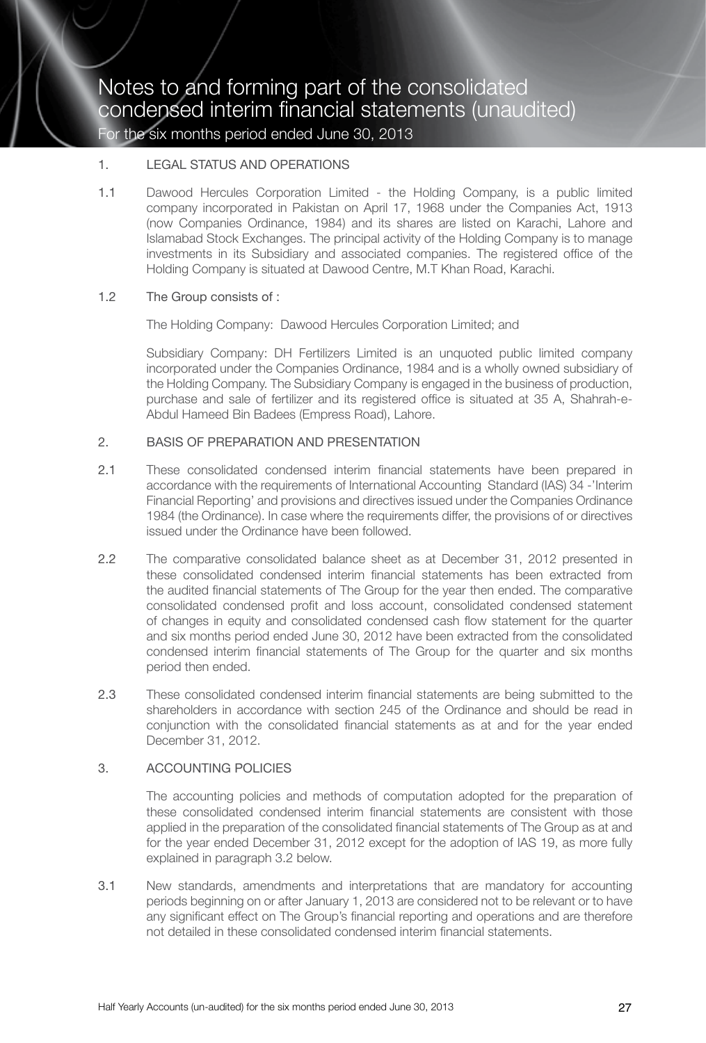# Notes to and forming part of the consolidated condensed interim financial statements (unaudited)

For the six months period ended June 30, 2013

## 1. LEGAL STATUS AND OPERATIONS

1.1 Dawood Hercules Corporation Limited - the Holding Company, is a public limited company incorporated in Pakistan on April 17, 1968 under the Companies Act, 1913 (now Companies Ordinance, 1984) and its shares are listed on Karachi, Lahore and Islamabad Stock Exchanges. The principal activity of the Holding Company is to manage investments in its Subsidiary and associated companies. The registered office of the Holding Company is situated at Dawood Centre, M.T Khan Road, Karachi.

1.2 The Group consists of :

The Holding Company: Dawood Hercules Corporation Limited; and

Subsidiary Company: DH Fertilizers Limited is an unquoted public limited company incorporated under the Companies Ordinance, 1984 and is a wholly owned subsidiary of the Holding Company. The Subsidiary Company is engaged in the business of production, purchase and sale of fertilizer and its registered office is situated at 35 A, Shahrah-e-Abdul Hameed Bin Badees (Empress Road), Lahore.

## 2. BASIS OF PREPARATION AND PRESENTATION

2.1 These consolidated condensed interim financial statements have been prepared in accordance with the requirements of International Accounting Standard (IAS) 34 -'Interim Financial Reporting' and provisions and directives issued under the Companies Ordinance 1984 (the Ordinance). In case where the requirements differ, the provisions of or directives issued under the Ordinance have been followed.

2.2 The comparative consolidated balance sheet as at December 31, 2012 presented in these consolidated condensed interim financial statements has been extracted from the audited financial statements of The Group for the year then ended. The comparative consolidated condensed profit and loss account, consolidated condensed statement of changes in equity and consolidated condensed cash flow statement for the quarter and six months period ended June 30, 2012 have been extracted from the consolidated condensed interim financial statements of The Group for the quarter and six months period then ended.

2.3 These consolidated condensed interim financial statements are being submitted to the shareholders in accordance with section 245 of the Ordinance and should be read in conjunction with the consolidated financial statements as at and for the year ended December 31, 2012.

## 3. ACCOUNTING POLICIES

The accounting policies and methods of computation adopted for the preparation of these consolidated condensed interim financial statements are consistent with those applied in the preparation of the consolidated financial statements of The Group as at and for the year ended December 31, 2012 except for the adoption of IAS 19, as more fully explained in paragraph 3.2 below.

3.1 New standards, amendments and interpretations that are mandatory for accounting periods beginning on or after January 1, 2013 are considered not to be relevant or to have any significant effect on The Group's financial reporting and operations and are therefore not detailed in these consolidated condensed interim financial statements.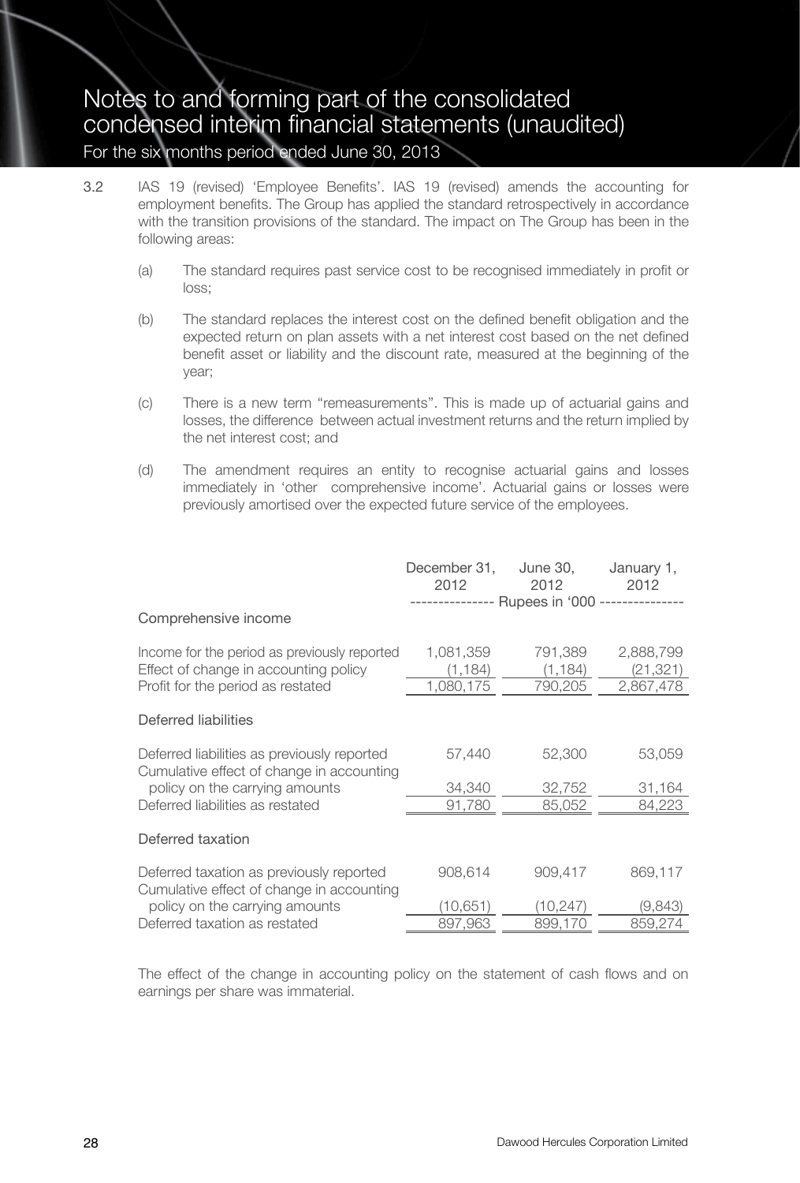3.2 IAS 19 (revised) 'Employee Benefits'. IAS 19 (revised) amends the accounting for employment benefits. The Group has applied the standard retrospectively in accordance with the transition provisions of the standard. The impact on The Group has been in the following areas:

(a) The standard requires past service cost to be recognised immediately in profit or loss;

(b) The standard replaces the interest cost on the defined benefit obligation and the expected return on plan assets with a net interest cost based on the net defined benefit asset or liability and the discount rate, measured at the beginning of the year;

(c) There is a new term "remeasurements". This is made up of actuarial gains and losses, the difference between actual investment returns and the return implied by the net interest cost; and

(d) The amendment requires an entity to recognise actuarial gains and losses immediately in 'other comprehensive income'. Actuarial gains or losses were previously amortised over the expected future service of the employees.

| | December 31, 2012 | June 30, 2012 | January 1, 2012 |
|---|---|---|---|
| | Rupees in '000 | | |
| **Comprehensive income** | | | |
| Income for the period as previously reported | 1,081,359 | 791,389 | 2,888,799 |
| Effect of change in accounting policy | (1,184) | (1,184) | (21,321) |
| Profit for the period as restated | 1,080,175 | 790,205 | 2,867,478 |
| **Deferred liabilities** | | | |
| Deferred liabilities as previously reported | 57,440 | 52,300 | 53,059 |
| Cumulative effect of change in accounting policy on the carrying amounts | 34,340 | 32,752 | 31,164 |
| Deferred liabilities as restated | 91,780 | 85,052 | 84,223 |
| **Deferred taxation** | | | |
| Deferred taxation as previously reported | 908,614 | 909,417 | 869,117 |
| Cumulative effect of change in accounting policy on the carrying amounts | (10,651) | (10,247) | (9,843) |
| Deferred taxation as restated | 897,963 | 899,170 | 859,274 |

The effect of the change in accounting policy on the statement of cash flows and on earnings per share was immaterial.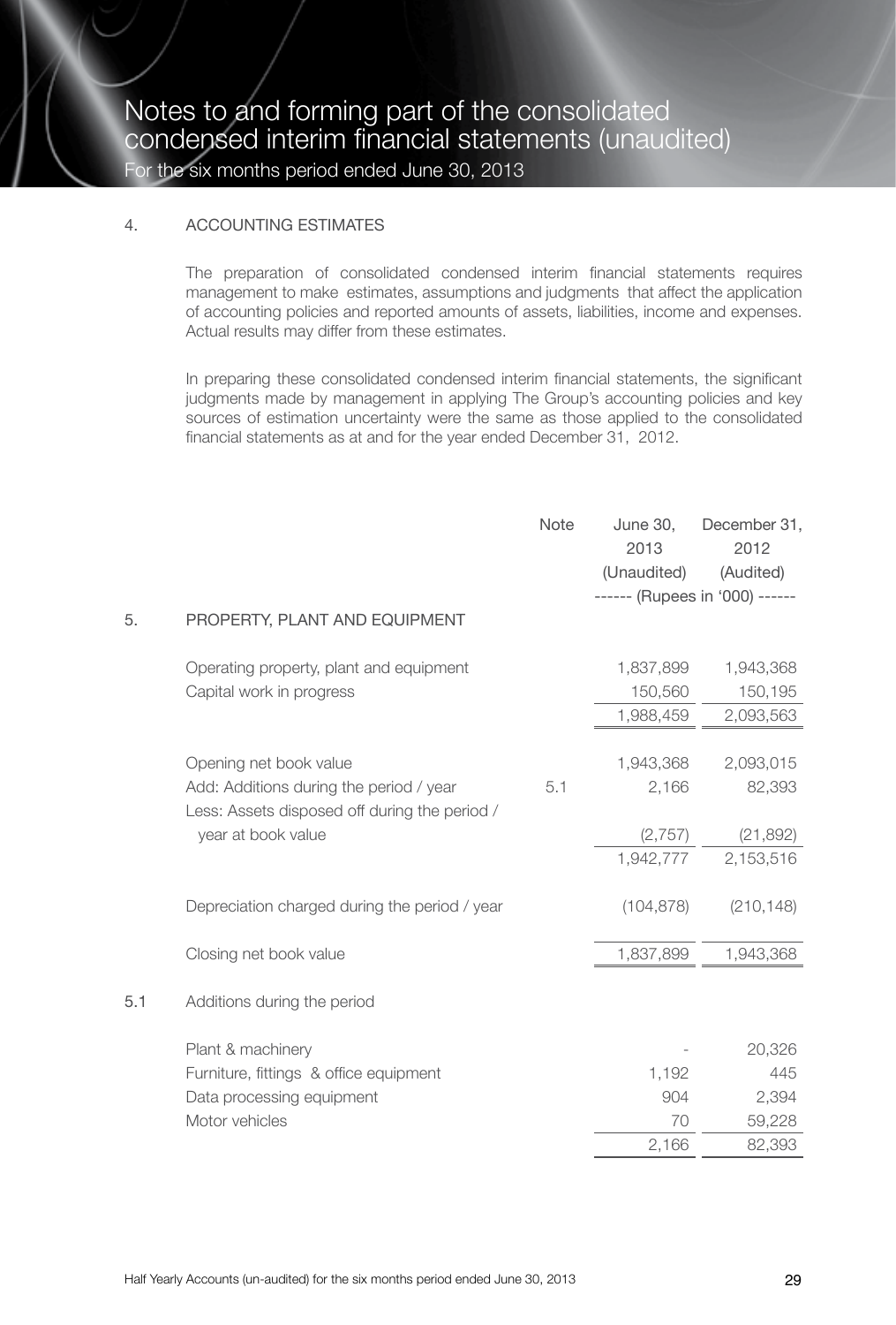# Notes to and forming part of the consolidated condensed interim financial statements (unaudited)

For the six months period ended June 30, 2013

## 4. ACCOUNTING ESTIMATES

The preparation of consolidated condensed interim financial statements requires management to make estimates, assumptions and judgments that affect the application of accounting policies and reported amounts of assets, liabilities, income and expenses. Actual results may differ from these estimates.

In preparing these consolidated condensed interim financial statements, the significant judgments made by management in applying The Group's accounting policies and key sources of estimation uncertainty were the same as those applied to the consolidated financial statements as at and for the year ended December 31, 2012.

| | | Note | June 30, 2013 (Unaudited) | December 31, 2012 (Audited) |
|---|---|---|---|---|
| | | | ------ (Rupees in '000) ------ | |
| 5. | PROPERTY, PLANT AND EQUIPMENT | | | |
| | Operating property, plant and equipment | | 1,837,899 | 1,943,368 |
| | Capital work in progress | | 150,560 | 150,195 |
| | | | 1,988,459 | 2,093,563 |
| | Opening net book value | | 1,943,368 | 2,093,015 |
| | Add: Additions during the period / year | 5.1 | 2,166 | 82,393 |
| | Less: Assets disposed off during the period / year at book value | | (2,757) | (21,892) |
| | | | 1,942,777 | 2,153,516 |
| | Depreciation charged during the period / year | | (104,878) | (210,148) |
| | Closing net book value | | 1,837,899 | 1,943,368 |
| 5.1 | Additions during the period | | | |
| | Plant & machinery | | - | 20,326 |
| | Furniture, fittings & office equipment | | 1,192 | 445 |
| | Data processing equipment | | 904 | 2,394 |
| | Motor vehicles | | 70 | 59,228 |
| | | | 2,166 | 82,393 |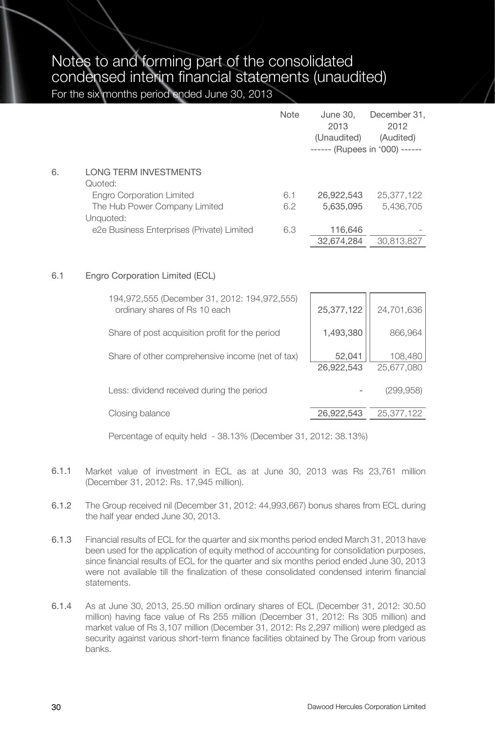# Notes to and forming part of the consolidated condensed interim financial statements (unaudited)

For the six months period ended June 30, 2013

| | | Note | June 30, 2013 (Unaudited) | December 31, 2012 (Audited) |
|---|---|---|---|---|
| | | | ------ (Rupees in '000) ------ | |
| **6.** | **LONG TERM INVESTMENTS** | | | |
| | Quoted: | | | |
| | Engro Corporation Limited | 6.1 | 26,922,543 | 25,377,122 |
| | The Hub Power Company Limited | 6.2 | 5,635,095 | 5,436,705 |
| | Unquoted: | | | |
| | e2e Business Enterprises (Private) Limited | 6.3 | 116,646 | - |
| | | | 32,674,284 | 30,813,827 |

## 6.1 Engro Corporation Limited (ECL)

| | June 30, 2013 | December 31, 2012 |
|---|---|---|
| 194,972,555 (December 31, 2012: 194,972,555) ordinary shares of Rs 10 each | 25,377,122 | 24,701,636 |
| Share of post acquisition profit for the period | 1,493,380 | 866,964 |
| Share of other comprehensive income (net of tax) | 52,041 | 108,480 |
| | 26,922,543 | 25,677,080 |
| Less: dividend received during the period | - | (299,958) |
| Closing balance | 26,922,543 | 25,377,122 |

Percentage of equity held - 38.13% (December 31, 2012: 38.13%)

6.1.1 Market value of investment in ECL as at June 30, 2013 was Rs 23,761 million (December 31, 2012: Rs. 17,945 million).

6.1.2 The Group received nil (December 31, 2012: 44,993,667) bonus shares from ECL during the half year ended June 30, 2013.

6.1.3 Financial results of ECL for the quarter and six months period ended March 31, 2013 have been used for the application of equity method of accounting for consolidation purposes, since financial results of ECL for the quarter and six months period ended June 30, 2013 were not available till the finalization of these consolidated condensed interim financial statements.

6.1.4 As at June 30, 2013, 25.50 million ordinary shares of ECL (December 31, 2012: 30.50 million) having face value of Rs 255 million (December 31, 2012: Rs 305 million) and market value of Rs 3,107 million (December 31, 2012: Rs 2,297 million) were pledged as security against various short-term finance facilities obtained by The Group from various banks.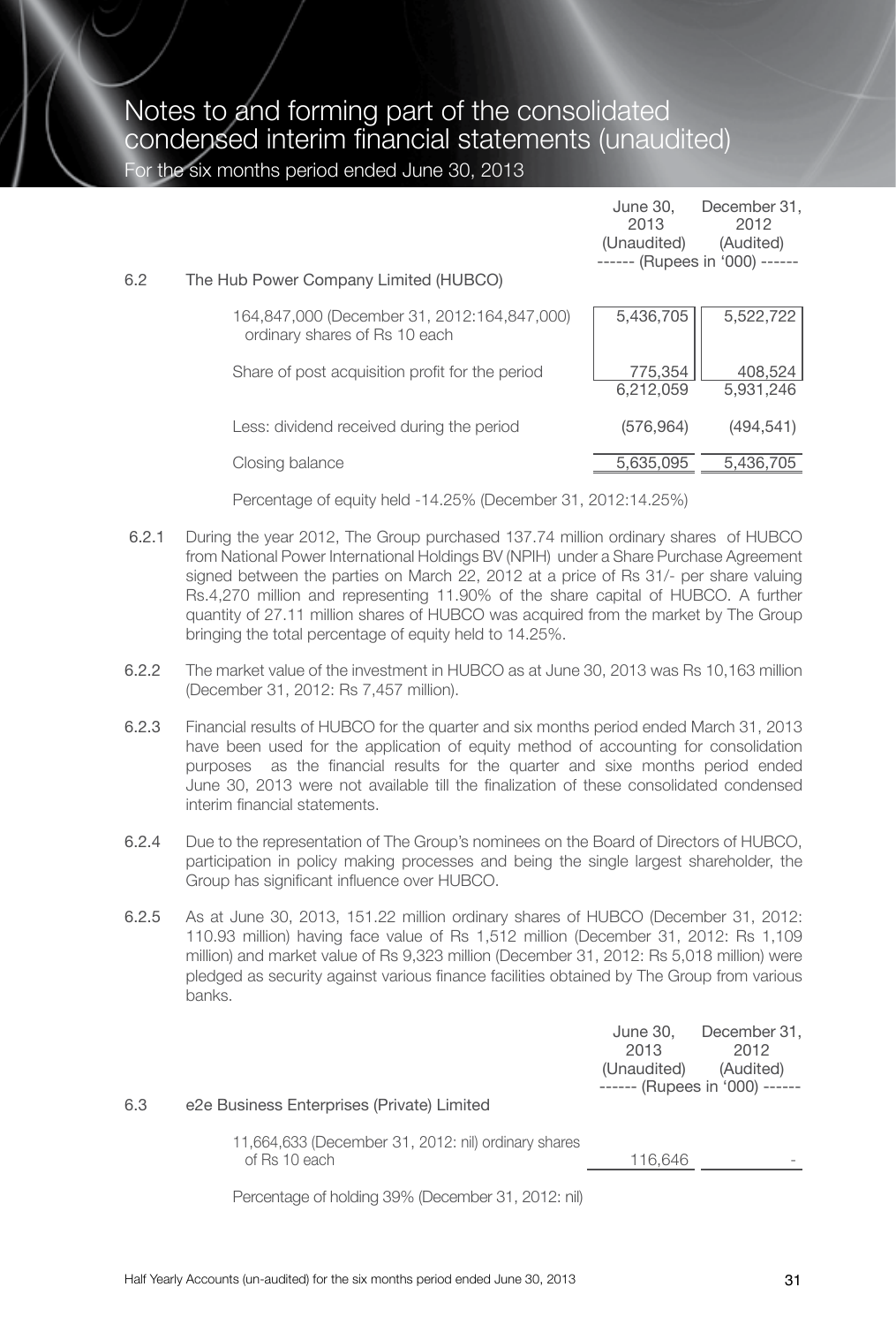# Notes to and forming part of the consolidated condensed interim financial statements (unaudited)

For the six months period ended June 30, 2013

| | | June 30, 2013 (Unaudited) | December 31, 2012 (Audited) |
|---|---|---|---|
| | | ------ (Rupees in '000) ------ | |
| 6.2 | The Hub Power Company Limited (HUBCO) | | |
| | 164,847,000 (December 31, 2012:164,847,000) ordinary shares of Rs 10 each | 5,436,705 | 5,522,722 |
| | Share of post acquisition profit for the period | 775,354 | 408,524 |
| | | 6,212,059 | 5,931,246 |
| | Less: dividend received during the period | (576,964) | (494,541) |
| | Closing balance | 5,635,095 | 5,436,705 |

Percentage of equity held -14.25% (December 31, 2012:14.25%)

6.2.1 During the year 2012, The Group purchased 137.74 million ordinary shares of HUBCO from National Power International Holdings BV (NPIH) under a Share Purchase Agreement signed between the parties on March 22, 2012 at a price of Rs 31/- per share valuing Rs.4,270 million and representing 11.90% of the share capital of HUBCO. A further quantity of 27.11 million shares of HUBCO was acquired from the market by The Group bringing the total percentage of equity held to 14.25%.

6.2.2 The market value of the investment in HUBCO as at June 30, 2013 was Rs 10,163 million (December 31, 2012: Rs 7,457 million).

6.2.3 Financial results of HUBCO for the quarter and six months period ended March 31, 2013 have been used for the application of equity method of accounting for consolidation purposes as the financial results for the quarter and sixe months period ended June 30, 2013 were not available till the finalization of these consolidated condensed interim financial statements.

6.2.4 Due to the representation of The Group's nominees on the Board of Directors of HUBCO, participation in policy making processes and being the single largest shareholder, the Group has significant influence over HUBCO.

6.2.5 As at June 30, 2013, 151.22 million ordinary shares of HUBCO (December 31, 2012: 110.93 million) having face value of Rs 1,512 million (December 31, 2012: Rs 1,109 million) and market value of Rs 9,323 million (December 31, 2012: Rs 5,018 million) were pledged as security against various finance facilities obtained by The Group from various banks.

| | | June 30, 2013 (Unaudited) | December 31, 2012 (Audited) |
|---|---|---|---|
| | | ------ (Rupees in '000) ------ | |
| 6.3 | e2e Business Enterprises (Private) Limited | | |
| | 11,664,633 (December 31, 2012: nil) ordinary shares of Rs 10 each | 116,646 | - |

Percentage of holding 39% (December 31, 2012: nil)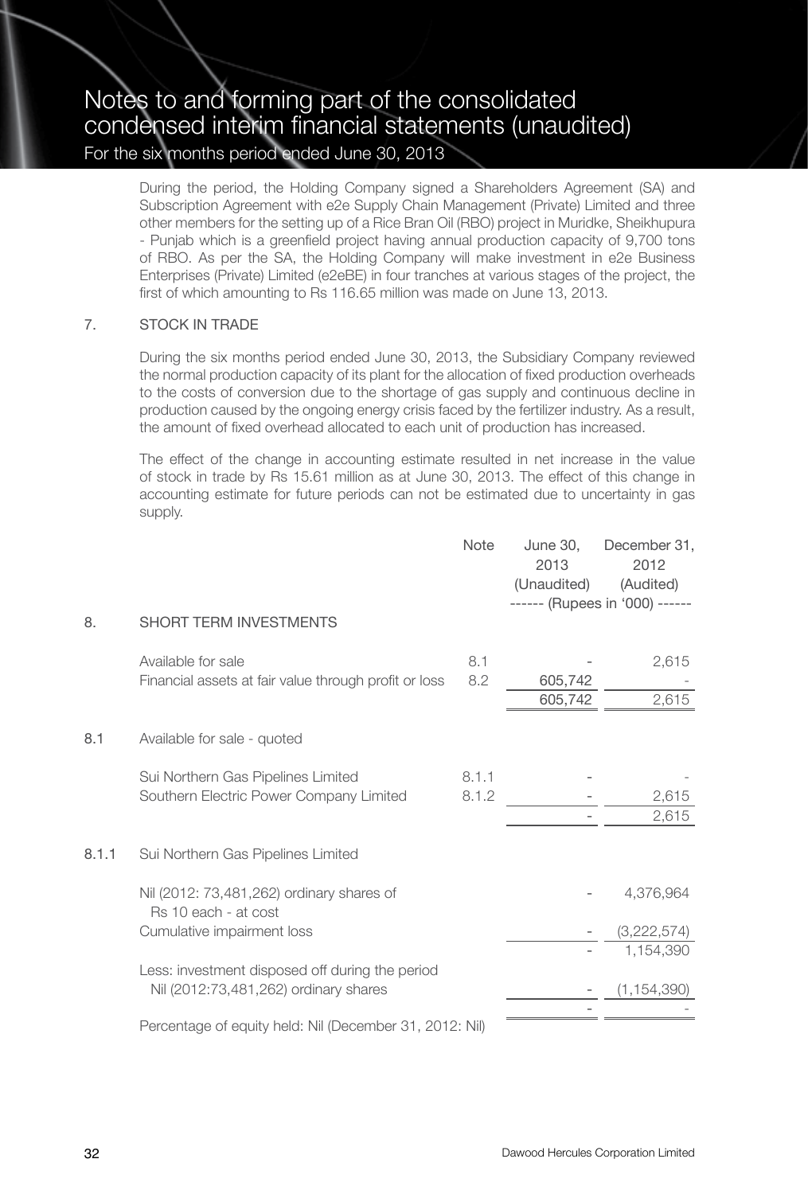During the period, the Holding Company signed a Shareholders Agreement (SA) and Subscription Agreement with e2e Supply Chain Management (Private) Limited and three other members for the setting up of a Rice Bran Oil (RBO) project in Muridke, Sheikhupura - Punjab which is a greenfield project having annual production capacity of 9,700 tons of RBO. As per the SA, the Holding Company will make investment in e2e Business Enterprises (Private) Limited (e2eBE) in four tranches at various stages of the project, the first of which amounting to Rs 116.65 million was made on June 13, 2013.

## 7. STOCK IN TRADE

During the six months period ended June 30, 2013, the Subsidiary Company reviewed the normal production capacity of its plant for the allocation of fixed production overheads to the costs of conversion due to the shortage of gas supply and continuous decline in production caused by the ongoing energy crisis faced by the fertilizer industry. As a result, the amount of fixed overhead allocated to each unit of production has increased.

The effect of the change in accounting estimate resulted in net increase in the value of stock in trade by Rs 15.61 million as at June 30, 2013. The effect of this change in accounting estimate for future periods can not be estimated due to uncertainty in gas supply.

| | | Note | June 30, 2013 (Unaudited) | December 31, 2012 (Audited) |
|---|---|---|---|---|
| | | | ------ (Rupees in '000) ------ | |
| 8. | SHORT TERM INVESTMENTS | | | |
| | Available for sale | 8.1 | - | 2,615 |
| | Financial assets at fair value through profit or loss | 8.2 | 605,742 | - |
| | | | 605,742 | 2,615 |
| 8.1 | Available for sale - quoted | | | |
| | Sui Northern Gas Pipelines Limited | 8.1.1 | - | - |
| | Southern Electric Power Company Limited | 8.1.2 | - | 2,615 |
| | | | - | 2,615 |
| 8.1.1 | Sui Northern Gas Pipelines Limited | | | |
| | Nil (2012: 73,481,262) ordinary shares of Rs 10 each - at cost | | - | 4,376,964 |
| | Cumulative impairment loss | | - | (3,222,574) |
| | | | - | 1,154,390 |
| | Less: investment disposed off during the period Nil (2012:73,481,262) ordinary shares | | - | (1,154,390) |
| | | | - | - |
| | Percentage of equity held: Nil (December 31, 2012: Nil) | | | |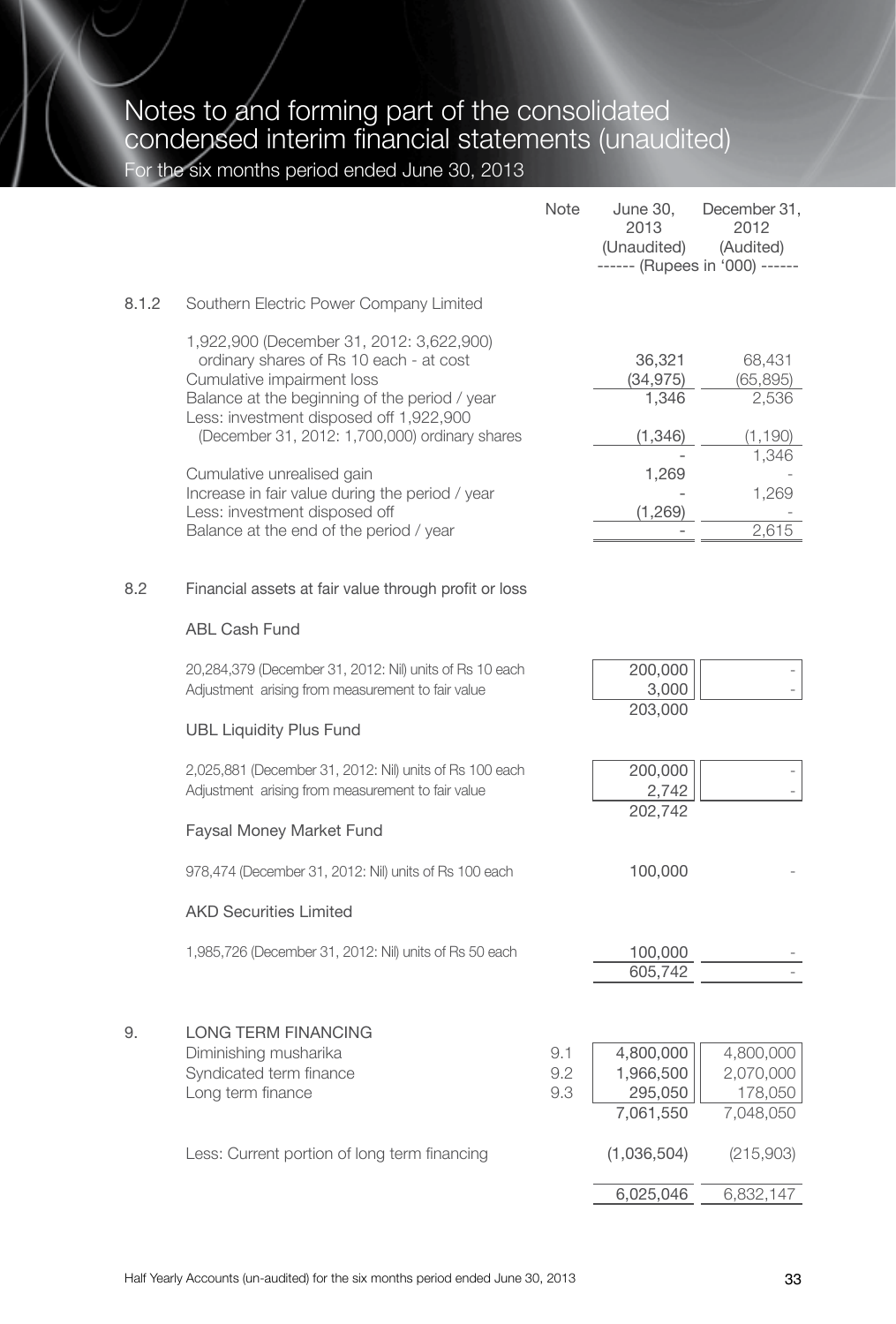# Notes to and forming part of the consolidated condensed interim financial statements (unaudited)

For the six months period ended June 30, 2013

| | | Note | June 30, 2013 (Unaudited) | December 31, 2012 (Audited) |
|---|---|---|---|---|
| | | | ------ (Rupees in '000) ------ | |
| **8.1.2** | **Southern Electric Power Company Limited** | | | |
| | 1,922,900 (December 31, 2012: 3,622,900) ordinary shares of Rs 10 each - at cost | | 36,321 | 68,431 |
| | Cumulative impairment loss | | (34,975) | (65,895) |
| | Balance at the beginning of the period / year | | 1,346 | 2,536 |
| | Less: investment disposed off 1,922,900 (December 31, 2012: 1,700,000) ordinary shares | | (1,346) | (1,190) |
| | | | - | 1,346 |
| | Cumulative unrealised gain | | 1,269 | - |
| | Increase in fair value during the period / year | | - | 1,269 |
| | Less: investment disposed off | | (1,269) | - |
| | Balance at the end of the period / year | | - | 2,615 |
| **8.2** | **Financial assets at fair value through profit or loss** | | | |
| | ABL Cash Fund | | | |
| | 20,284,379 (December 31, 2012: Nil) units of Rs 10 each | | 200,000 | - |
| | Adjustment arising from measurement to fair value | | 3,000 | - |
| | | | 203,000 | |
| | UBL Liquidity Plus Fund | | | |
| | 2,025,881 (December 31, 2012: Nil) units of Rs 100 each | | 200,000 | - |
| | Adjustment arising from measurement to fair value | | 2,742 | - |
| | | | 202,742 | |
| | Faysal Money Market Fund | | | |
| | 978,474 (December 31, 2012: Nil) units of Rs 100 each | | 100,000 | - |
| | AKD Securities Limited | | | |
| | 1,985,726 (December 31, 2012: Nil) units of Rs 50 each | | 100,000 | - |
| | | | 605,742 | - |
| **9.** | **LONG TERM FINANCING** | | | |
| | Diminishing musharika | 9.1 | 4,800,000 | 4,800,000 |
| | Syndicated term finance | 9.2 | 1,966,500 | 2,070,000 |
| | Long term finance | 9.3 | 295,050 | 178,050 |
| | | | 7,061,550 | 7,048,050 |
| | Less: Current portion of long term financing | | (1,036,504) | (215,903) |
| | | | 6,025,046 | 6,832,147 |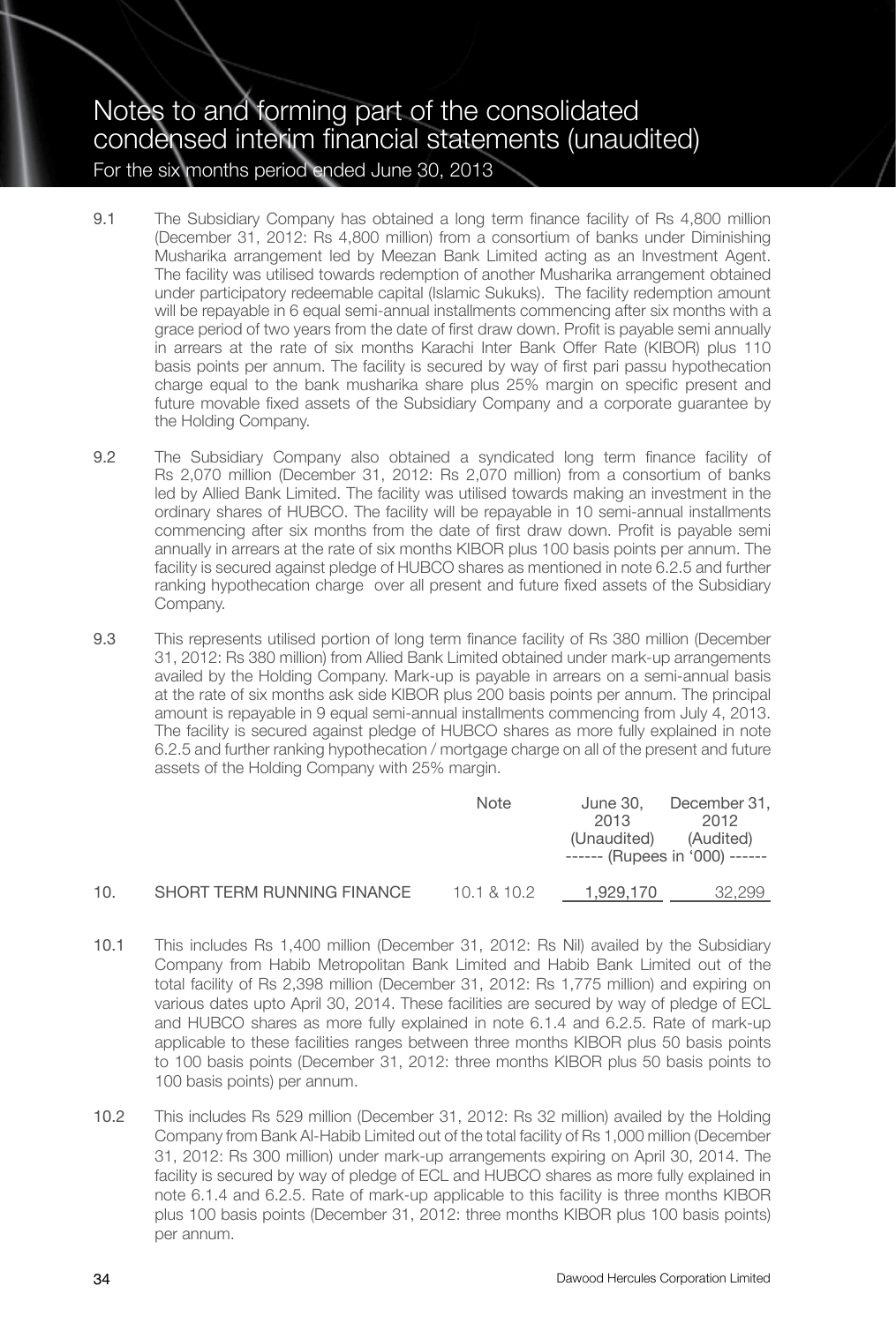# Notes to and forming part of the consolidated condensed interim financial statements (unaudited)

For the six months period ended June 30, 2013

9.1 The Subsidiary Company has obtained a long term finance facility of Rs 4,800 million (December 31, 2012: Rs 4,800 million) from a consortium of banks under Diminishing Musharika arrangement led by Meezan Bank Limited acting as an Investment Agent. The facility was utilised towards redemption of another Musharika arrangement obtained under participatory redeemable capital (Islamic Sukuks). The facility redemption amount will be repayable in 6 equal semi-annual installments commencing after six months with a grace period of two years from the date of first draw down. Profit is payable semi annually in arrears at the rate of six months Karachi Inter Bank Offer Rate (KIBOR) plus 110 basis points per annum. The facility is secured by way of first pari passu hypothecation charge equal to the bank musharika share plus 25% margin on specific present and future movable fixed assets of the Subsidiary Company and a corporate guarantee by the Holding Company.

9.2 The Subsidiary Company also obtained a syndicated long term finance facility of Rs 2,070 million (December 31, 2012: Rs 2,070 million) from a consortium of banks led by Allied Bank Limited. The facility was utilised towards making an investment in the ordinary shares of HUBCO. The facility will be repayable in 10 semi-annual installments commencing after six months from the date of first draw down. Profit is payable semi annually in arrears at the rate of six months KIBOR plus 100 basis points per annum. The facility is secured against pledge of HUBCO shares as mentioned in note 6.2.5 and further ranking hypothecation charge over all present and future fixed assets of the Subsidiary Company.

9.3 This represents utilised portion of long term finance facility of Rs 380 million (December 31, 2012: Rs 380 million) from Allied Bank Limited obtained under mark-up arrangements availed by the Holding Company. Mark-up is payable in arrears on a semi-annual basis at the rate of six months ask side KIBOR plus 200 basis points per annum. The principal amount is repayable in 9 equal semi-annual installments commencing from July 4, 2013. The facility is secured against pledge of HUBCO shares as more fully explained in note 6.2.5 and further ranking hypothecation / mortgage charge on all of the present and future assets of the Holding Company with 25% margin.

| | | Note | June 30, 2013 (Unaudited) | December 31, 2012 (Audited) |
|---|---|---|---|---|
| | | | ------ (Rupees in '000) ------ | |
| 10. | SHORT TERM RUNNING FINANCE | 10.1 & 10.2 | 1,929,170 | 32,299 |

10.1 This includes Rs 1,400 million (December 31, 2012: Rs Nil) availed by the Subsidiary Company from Habib Metropolitan Bank Limited and Habib Bank Limited out of the total facility of Rs 2,398 million (December 31, 2012: Rs 1,775 million) and expiring on various dates upto April 30, 2014. These facilities are secured by way of pledge of ECL and HUBCO shares as more fully explained in note 6.1.4 and 6.2.5. Rate of mark-up applicable to these facilities ranges between three months KIBOR plus 50 basis points to 100 basis points (December 31, 2012: three months KIBOR plus 50 basis points to 100 basis points) per annum.

10.2 This includes Rs 529 million (December 31, 2012: Rs 32 million) availed by the Holding Company from Bank Al-Habib Limited out of the total facility of Rs 1,000 million (December 31, 2012: Rs 300 million) under mark-up arrangements expiring on April 30, 2014. The facility is secured by way of pledge of ECL and HUBCO shares as more fully explained in note 6.1.4 and 6.2.5. Rate of mark-up applicable to this facility is three months KIBOR plus 100 basis points (December 31, 2012: three months KIBOR plus 100 basis points) per annum.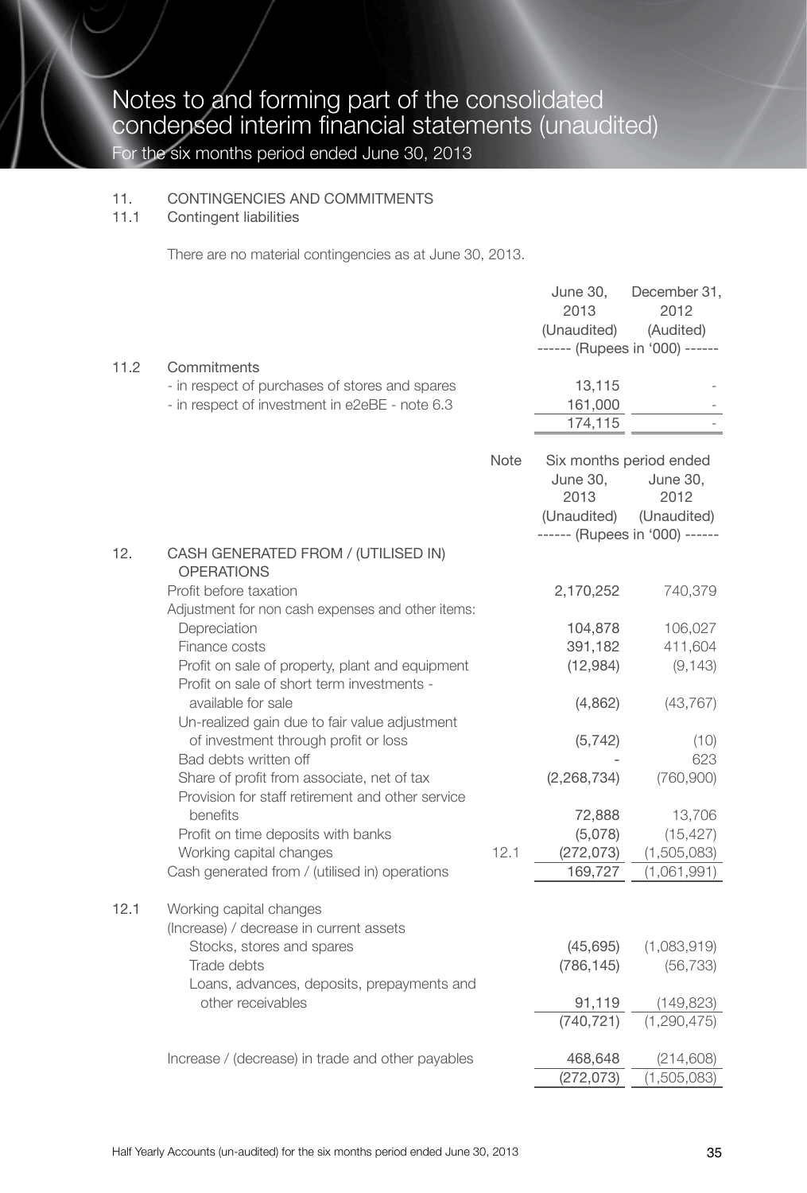# Notes to and forming part of the consolidated condensed interim financial statements (unaudited)

For the six months period ended June 30, 2013

## 11. CONTINGENCIES AND COMMITMENTS

### 11.1 Contingent liabilities

There are no material contingencies as at June 30, 2013.

| | | June 30, 2013 (Unaudited) | December 31, 2012 (Audited) |
|---|---|---|---|
| | | ------ (Rupees in '000) ------ | |
| 11.2 | Commitments | | |
| | - in respect of purchases of stores and spares | 13,115 | - |
| | - in respect of investment in e2eBE - note 6.3 | 161,000 | - |
| | | 174,115 | - |

| | | Note | Six months period ended June 30, 2013 (Unaudited) | Six months period ended June 30, 2012 (Unaudited) |
|---|---|---|---|---|
| | | | ------ (Rupees in '000) ------ | |
| 12. | CASH GENERATED FROM / (UTILISED IN) OPERATIONS | | | |
| | Profit before taxation | | 2,170,252 | 740,379 |
| | Adjustment for non cash expenses and other items: | | | |
| | Depreciation | | 104,878 | 106,027 |
| | Finance costs | | 391,182 | 411,604 |
| | Profit on sale of property, plant and equipment | | (12,984) | (9,143) |
| | Profit on sale of short term investments - available for sale | | (4,862) | (43,767) |
| | Un-realized gain due to fair value adjustment of investment through profit or loss | | (5,742) | (10) |
| | Bad debts written off | | - | 623 |
| | Share of profit from associate, net of tax | | (2,268,734) | (760,900) |
| | Provision for staff retirement and other service benefits | | 72,888 | 13,706 |
| | Profit on time deposits with banks | | (5,078) | (15,427) |
| | Working capital changes | 12.1 | (272,073) | (1,505,083) |
| | Cash generated from / (utilised in) operations | | 169,727 | (1,061,991) |
| 12.1 | Working capital changes | | | |
| | (Increase) / decrease in current assets | | | |
| | Stocks, stores and spares | | (45,695) | (1,083,919) |
| | Trade debts | | (786,145) | (56,733) |
| | Loans, advances, deposits, prepayments and other receivables | | 91,119 | (149,823) |
| | | | (740,721) | (1,290,475) |
| | Increase / (decrease) in trade and other payables | | 468,648 | (214,608) |
| | | | (272,073) | (1,505,083) |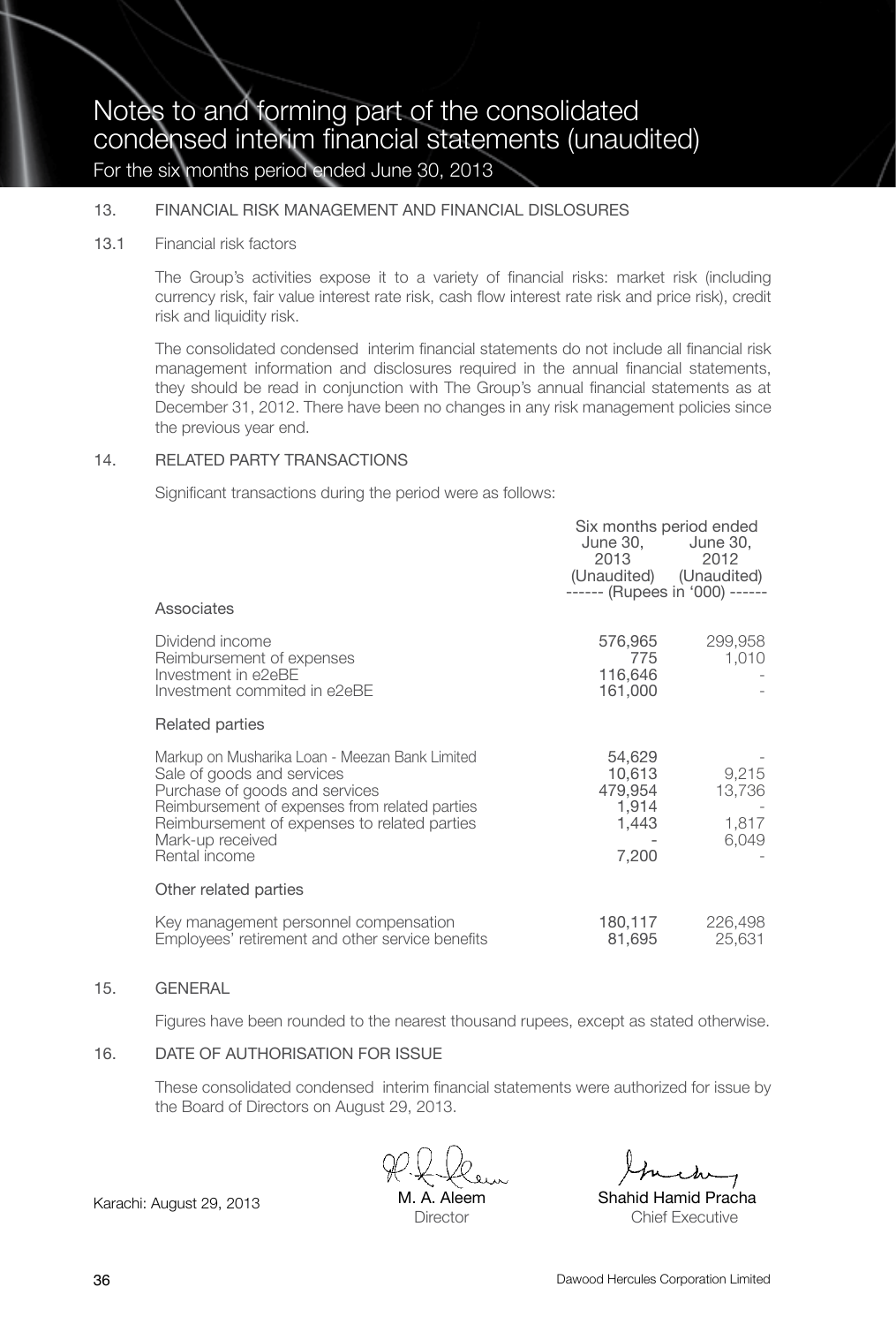# Notes to and forming part of the consolidated condensed interim financial statements (unaudited)

For the six months period ended June 30, 2013

## 13. FINANCIAL RISK MANAGEMENT AND FINANCIAL DISLOSURES

### 13.1 Financial risk factors

The Group's activities expose it to a variety of financial risks: market risk (including currency risk, fair value interest rate risk, cash flow interest rate risk and price risk), credit risk and liquidity risk.

The consolidated condensed interim financial statements do not include all financial risk management information and disclosures required in the annual financial statements, they should be read in conjunction with The Group's annual financial statements as at December 31, 2012. There have been no changes in any risk management policies since the previous year end.

## 14. RELATED PARTY TRANSACTIONS

Significant transactions during the period were as follows:

| | Six months period ended June 30, 2013 (Unaudited) | Six months period ended June 30, 2012 (Unaudited) |
|---|---|---|
| | ------ (Rupees in '000) ------ | |
| **Associates** | | |
| Dividend income | 576,965 | 299,958 |
| Reimbursement of expenses | 775 | 1,010 |
| Investment in e2eBE | 116,646 | - |
| Investment commited in e2eBE | 161,000 | - |
| **Related parties** | | |
| Markup on Musharika Loan - Meezan Bank Limited | 54,629 | - |
| Sale of goods and services | 10,613 | 9,215 |
| Purchase of goods and services | 479,954 | 13,736 |
| Reimbursement of expenses from related parties | 1,914 | - |
| Reimbursement of expenses to related parties | 1,443 | 1,817 |
| Mark-up received | - | 6,049 |
| Rental income | 7,200 | - |
| **Other related parties** | | |
| Key management personnel compensation | 180,117 | 226,498 |
| Employees' retirement and other service benefits | 81,695 | 25,631 |

## 15. GENERAL

Figures have been rounded to the nearest thousand rupees, except as stated otherwise.

## 16. DATE OF AUTHORISATION FOR ISSUE

These consolidated condensed interim financial statements were authorized for issue by the Board of Directors on August 29, 2013.

Karachi: August 29, 2013

M. A. Aleem
Director

Shahid Hamid Pracha
Chief Executive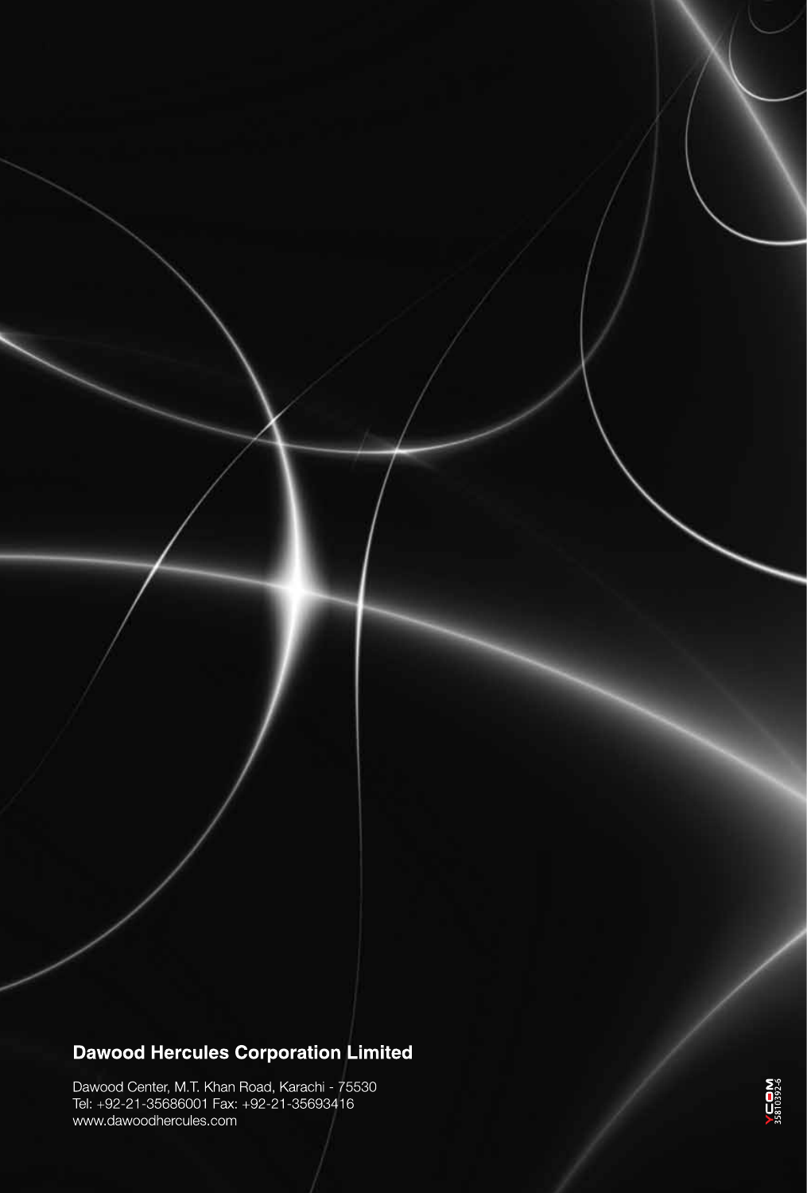**Dawood Hercules Corporation Limited**

Dawood Center, M.T. Khan Road, Karachi - 75530
Tel: +92-21-35686001 Fax: +92-21-35693416
www.dawoodhercules.com